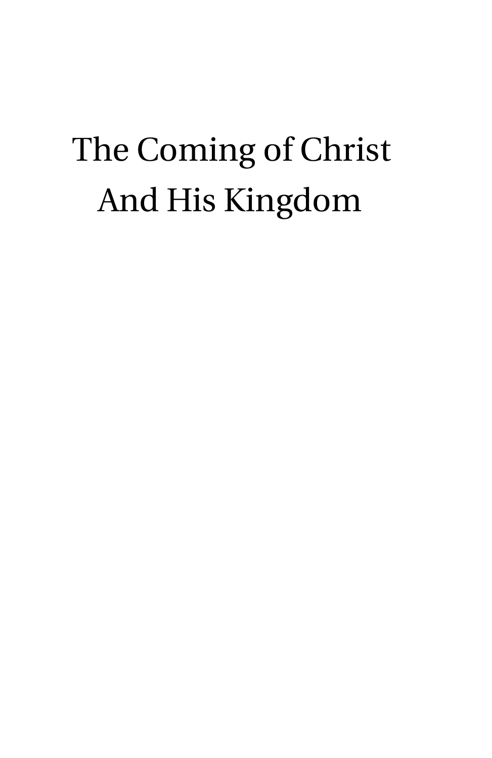# The Coming of Christ And His Kingdom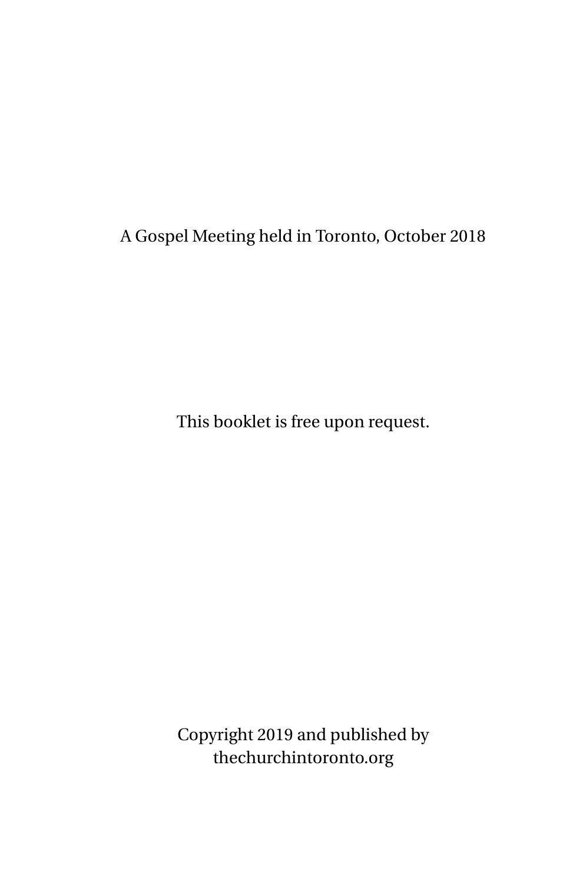A Gospel Meeting held in Toronto, October 2018

This booklet is free upon request.

Copyright 2019 and published by
thechurchintoronto.org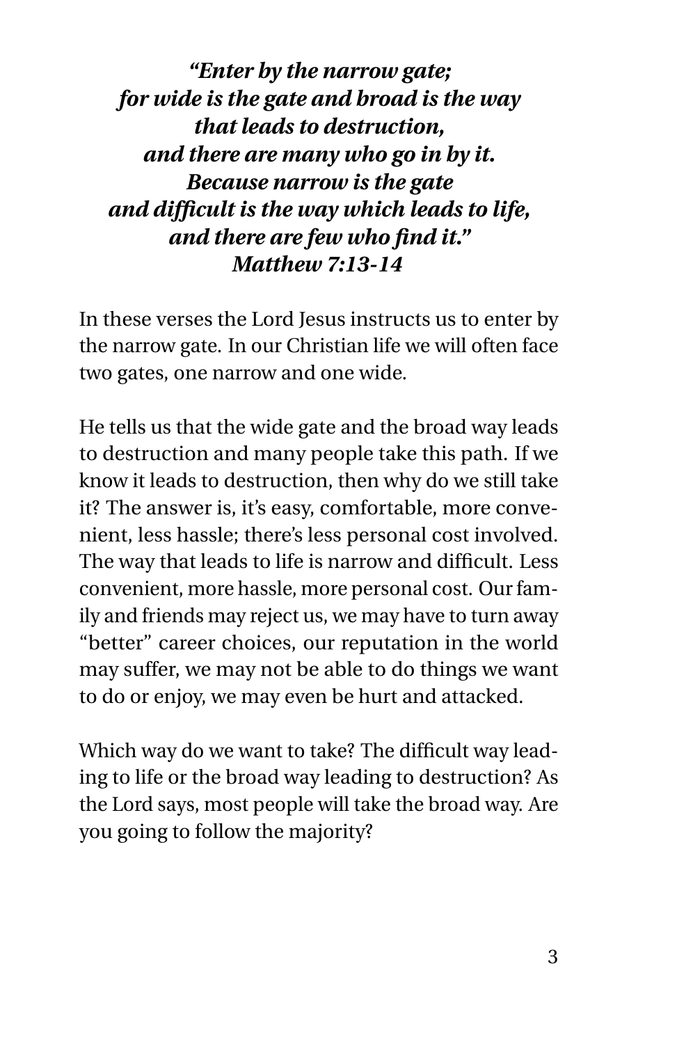***"Enter by the narrow gate;***
***for wide is the gate and broad is the way***
***that leads to destruction,***
***and there are many who go in by it.***
***Because narrow is the gate***
***and difficult is the way which leads to life,***
***and there are few who find it."***
***Matthew 7:13-14***

In these verses the Lord Jesus instructs us to enter by the narrow gate. In our Christian life we will often face two gates, one narrow and one wide.

He tells us that the wide gate and the broad way leads to destruction and many people take this path. If we know it leads to destruction, then why do we still take it? The answer is, it's easy, comfortable, more convenient, less hassle; there's less personal cost involved. The way that leads to life is narrow and difficult. Less convenient, more hassle, more personal cost. Our family and friends may reject us, we may have to turn away "better" career choices, our reputation in the world may suffer, we may not be able to do things we want to do or enjoy, we may even be hurt and attacked.

Which way do we want to take? The difficult way leading to life or the broad way leading to destruction? As the Lord says, most people will take the broad way. Are you going to follow the majority?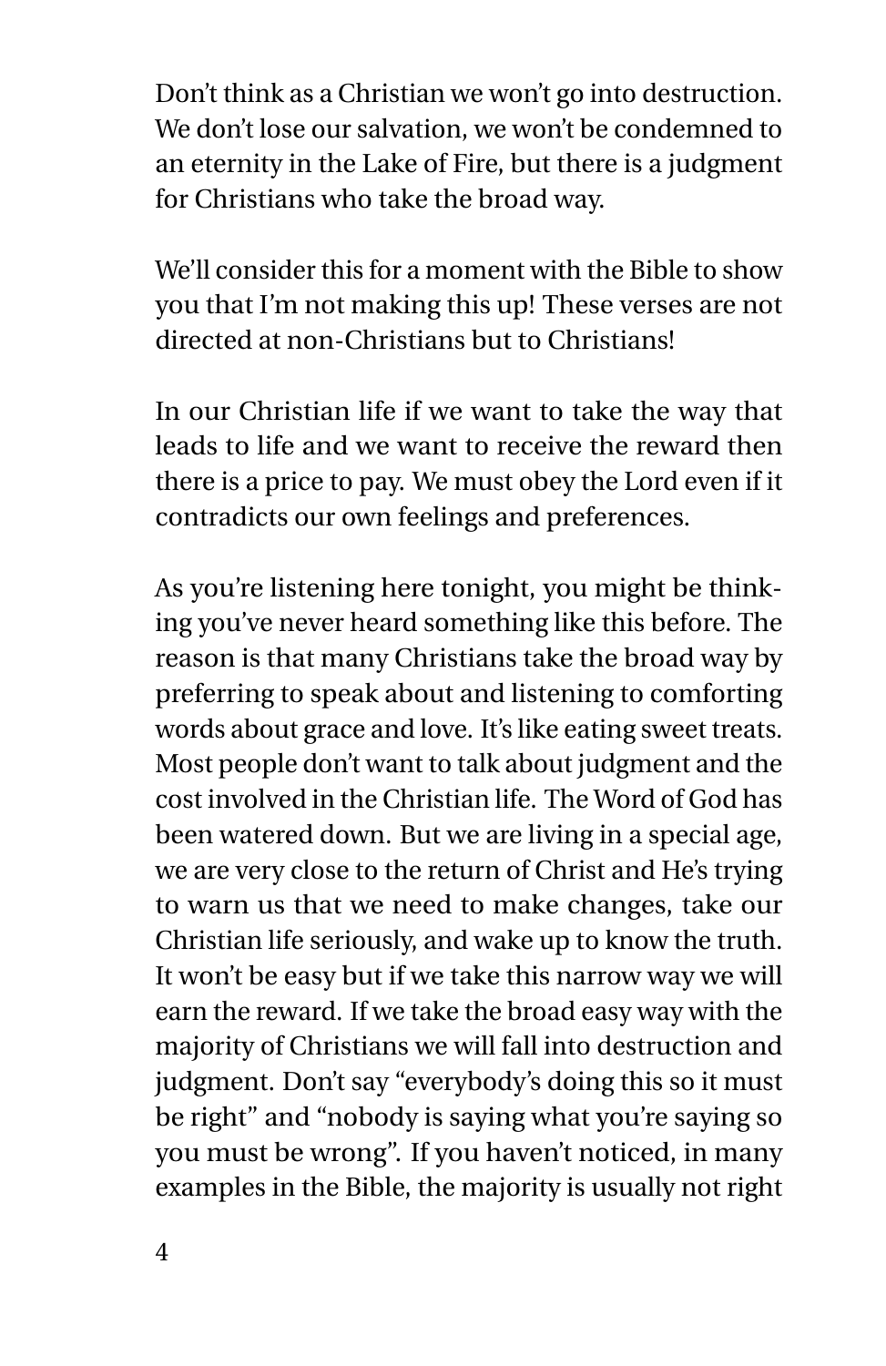Don't think as a Christian we won't go into destruction. We don't lose our salvation, we won't be condemned to an eternity in the Lake of Fire, but there is a judgment for Christians who take the broad way.

We'll consider this for a moment with the Bible to show you that I'm not making this up! These verses are not directed at non-Christians but to Christians!

In our Christian life if we want to take the way that leads to life and we want to receive the reward then there is a price to pay. We must obey the Lord even if it contradicts our own feelings and preferences.

As you're listening here tonight, you might be thinking you've never heard something like this before. The reason is that many Christians take the broad way by preferring to speak about and listening to comforting words about grace and love. It's like eating sweet treats. Most people don't want to talk about judgment and the cost involved in the Christian life. The Word of God has been watered down. But we are living in a special age, we are very close to the return of Christ and He's trying to warn us that we need to make changes, take our Christian life seriously, and wake up to know the truth. It won't be easy but if we take this narrow way we will earn the reward. If we take the broad easy way with the majority of Christians we will fall into destruction and judgment. Don't say "everybody's doing this so it must be right" and "nobody is saying what you're saying so you must be wrong". If you haven't noticed, in many examples in the Bible, the majority is usually not right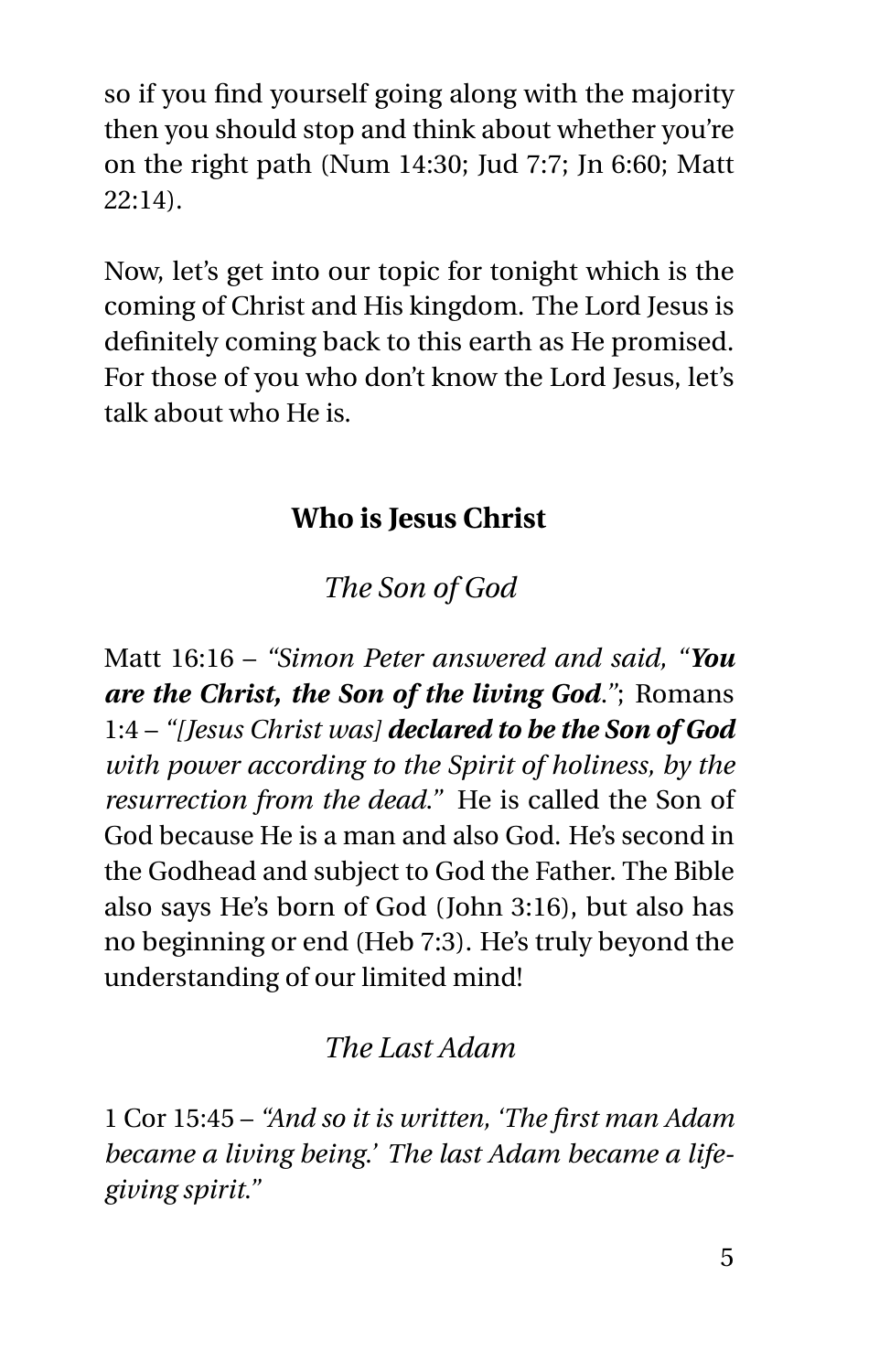so if you find yourself going along with the majority then you should stop and think about whether you're on the right path (Num 14:30; Jud 7:7; Jn 6:60; Matt 22:14).

Now, let's get into our topic for tonight which is the coming of Christ and His kingdom. The Lord Jesus is definitely coming back to this earth as He promised. For those of you who don't know the Lord Jesus, let's talk about who He is.

## Who is Jesus Christ

### *The Son of God*

Matt 16:16 – *"Simon Peter answered and said, "**You are the Christ, the Son of the living God**."*; Romans 1:4 – *"[Jesus Christ was] **declared to be the Son of God** with power according to the Spirit of holiness, by the resurrection from the dead."* He is called the Son of God because He is a man and also God. He's second in the Godhead and subject to God the Father. The Bible also says He's born of God (John 3:16), but also has no beginning or end (Heb 7:3). He's truly beyond the understanding of our limited mind!

### *The Last Adam*

1 Cor 15:45 – *"And so it is written, 'The first man Adam became a living being.' The last Adam became a life-giving spirit."*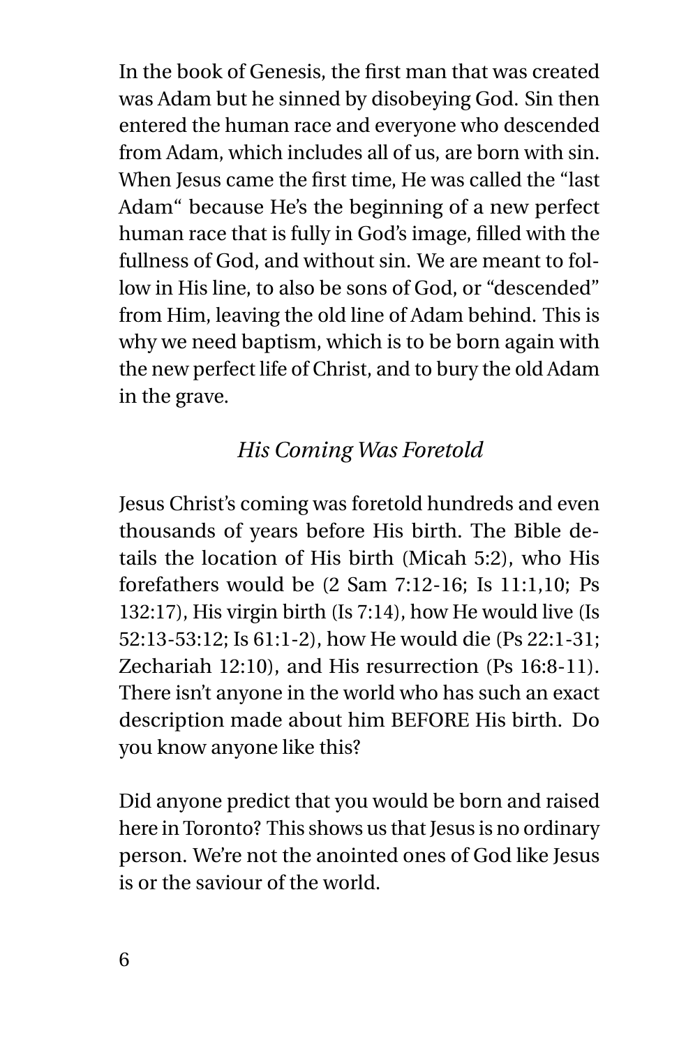In the book of Genesis, the first man that was created was Adam but he sinned by disobeying God. Sin then entered the human race and everyone who descended from Adam, which includes all of us, are born with sin. When Jesus came the first time, He was called the "last Adam" because He's the beginning of a new perfect human race that is fully in God's image, filled with the fullness of God, and without sin. We are meant to follow in His line, to also be sons of God, or "descended" from Him, leaving the old line of Adam behind. This is why we need baptism, which is to be born again with the new perfect life of Christ, and to bury the old Adam in the grave.

## *His Coming Was Foretold*

Jesus Christ's coming was foretold hundreds and even thousands of years before His birth. The Bible details the location of His birth (Micah 5:2), who His forefathers would be (2 Sam 7:12-16; Is 11:1,10; Ps 132:17), His virgin birth (Is 7:14), how He would live (Is 52:13-53:12; Is 61:1-2), how He would die (Ps 22:1-31; Zechariah 12:10), and His resurrection (Ps 16:8-11). There isn't anyone in the world who has such an exact description made about him BEFORE His birth. Do you know anyone like this?

Did anyone predict that you would be born and raised here in Toronto? This shows us that Jesus is no ordinary person. We're not the anointed ones of God like Jesus is or the saviour of the world.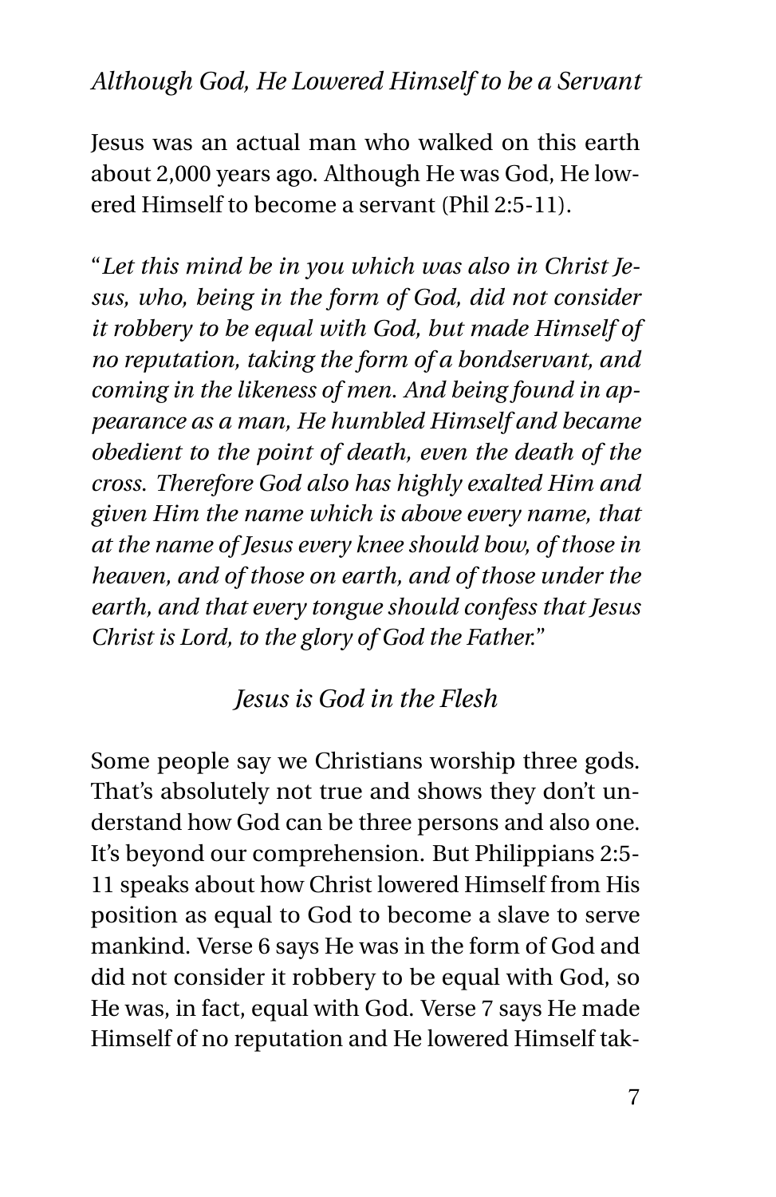### *Although God, He Lowered Himself to be a Servant*

Jesus was an actual man who walked on this earth about 2,000 years ago. Although He was God, He lowered Himself to become a servant (Phil 2:5-11).

"*Let this mind be in you which was also in Christ Jesus, who, being in the form of God, did not consider it robbery to be equal with God, but made Himself of no reputation, taking the form of a bondservant, and coming in the likeness of men. And being found in appearance as a man, He humbled Himself and became obedient to the point of death, even the death of the cross. Therefore God also has highly exalted Him and given Him the name which is above every name, that at the name of Jesus every knee should bow, of those in heaven, and of those on earth, and of those under the earth, and that every tongue should confess that Jesus Christ is Lord, to the glory of God the Father.*"

### *Jesus is God in the Flesh*

Some people say we Christians worship three gods. That's absolutely not true and shows they don't understand how God can be three persons and also one. It's beyond our comprehension. But Philippians 2:5-11 speaks about how Christ lowered Himself from His position as equal to God to become a slave to serve mankind. Verse 6 says He was in the form of God and did not consider it robbery to be equal with God, so He was, in fact, equal with God. Verse 7 says He made Himself of no reputation and He lowered Himself tak-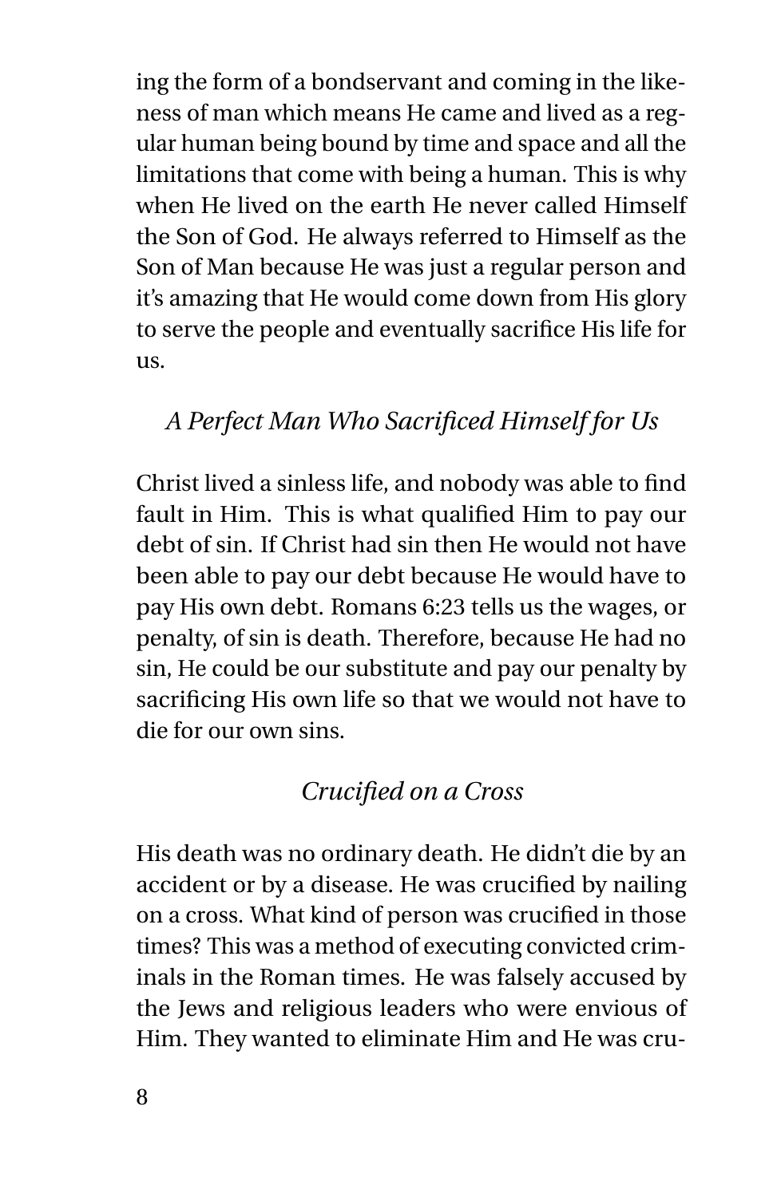ing the form of a bondservant and coming in the likeness of man which means He came and lived as a regular human being bound by time and space and all the limitations that come with being a human. This is why when He lived on the earth He never called Himself the Son of God. He always referred to Himself as the Son of Man because He was just a regular person and it's amazing that He would come down from His glory to serve the people and eventually sacrifice His life for us.

### *A Perfect Man Who Sacrificed Himself for Us*

Christ lived a sinless life, and nobody was able to find fault in Him. This is what qualified Him to pay our debt of sin. If Christ had sin then He would not have been able to pay our debt because He would have to pay His own debt. Romans 6:23 tells us the wages, or penalty, of sin is death. Therefore, because He had no sin, He could be our substitute and pay our penalty by sacrificing His own life so that we would not have to die for our own sins.

### *Crucified on a Cross*

His death was no ordinary death. He didn't die by an accident or by a disease. He was crucified by nailing on a cross. What kind of person was crucified in those times? This was a method of executing convicted criminals in the Roman times. He was falsely accused by the Jews and religious leaders who were envious of Him. They wanted to eliminate Him and He was cru-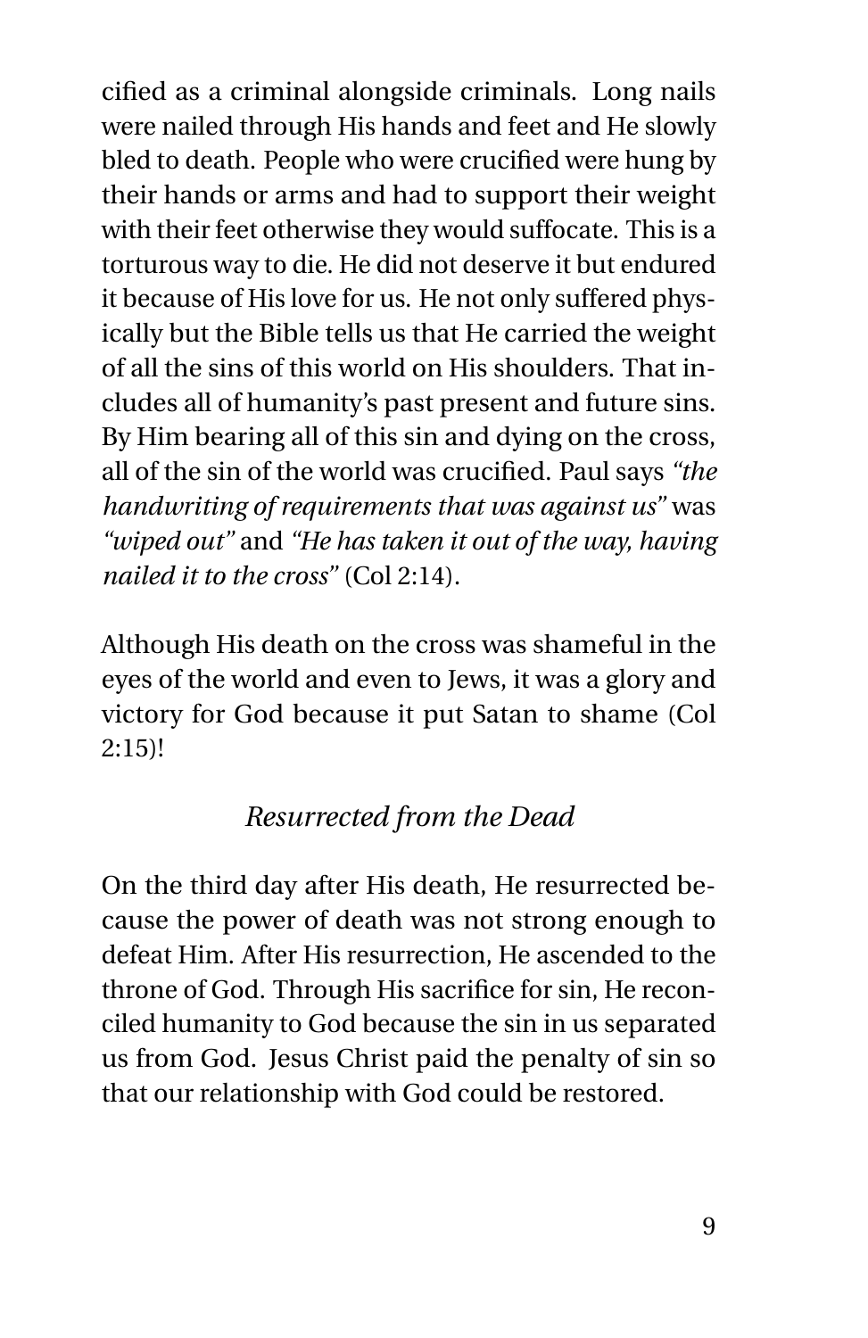cified as a criminal alongside criminals. Long nails were nailed through His hands and feet and He slowly bled to death. People who were crucified were hung by their hands or arms and had to support their weight with their feet otherwise they would suffocate. This is a torturous way to die. He did not deserve it but endured it because of His love for us. He not only suffered physically but the Bible tells us that He carried the weight of all the sins of this world on His shoulders. That includes all of humanity's past present and future sins. By Him bearing all of this sin and dying on the cross, all of the sin of the world was crucified. Paul says *"the handwriting of requirements that was against us"* was *"wiped out"* and *"He has taken it out of the way, having nailed it to the cross"* (Col 2:14).

Although His death on the cross was shameful in the eyes of the world and even to Jews, it was a glory and victory for God because it put Satan to shame (Col 2:15)!

### *Resurrected from the Dead*

On the third day after His death, He resurrected because the power of death was not strong enough to defeat Him. After His resurrection, He ascended to the throne of God. Through His sacrifice for sin, He reconciled humanity to God because the sin in us separated us from God. Jesus Christ paid the penalty of sin so that our relationship with God could be restored.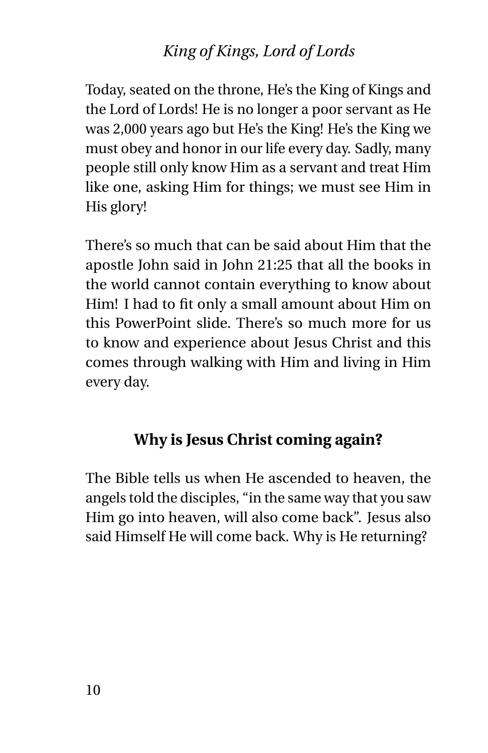*King of Kings, Lord of Lords*

Today, seated on the throne, He's the King of Kings and the Lord of Lords! He is no longer a poor servant as He was 2,000 years ago but He's the King! He's the King we must obey and honor in our life every day. Sadly, many people still only know Him as a servant and treat Him like one, asking Him for things; we must see Him in His glory!

There's so much that can be said about Him that the apostle John said in John 21:25 that all the books in the world cannot contain everything to know about Him! I had to fit only a small amount about Him on this PowerPoint slide. There's so much more for us to know and experience about Jesus Christ and this comes through walking with Him and living in Him every day.

## Why is Jesus Christ coming again?

The Bible tells us when He ascended to heaven, the angels told the disciples, "in the same way that you saw Him go into heaven, will also come back". Jesus also said Himself He will come back. Why is He returning?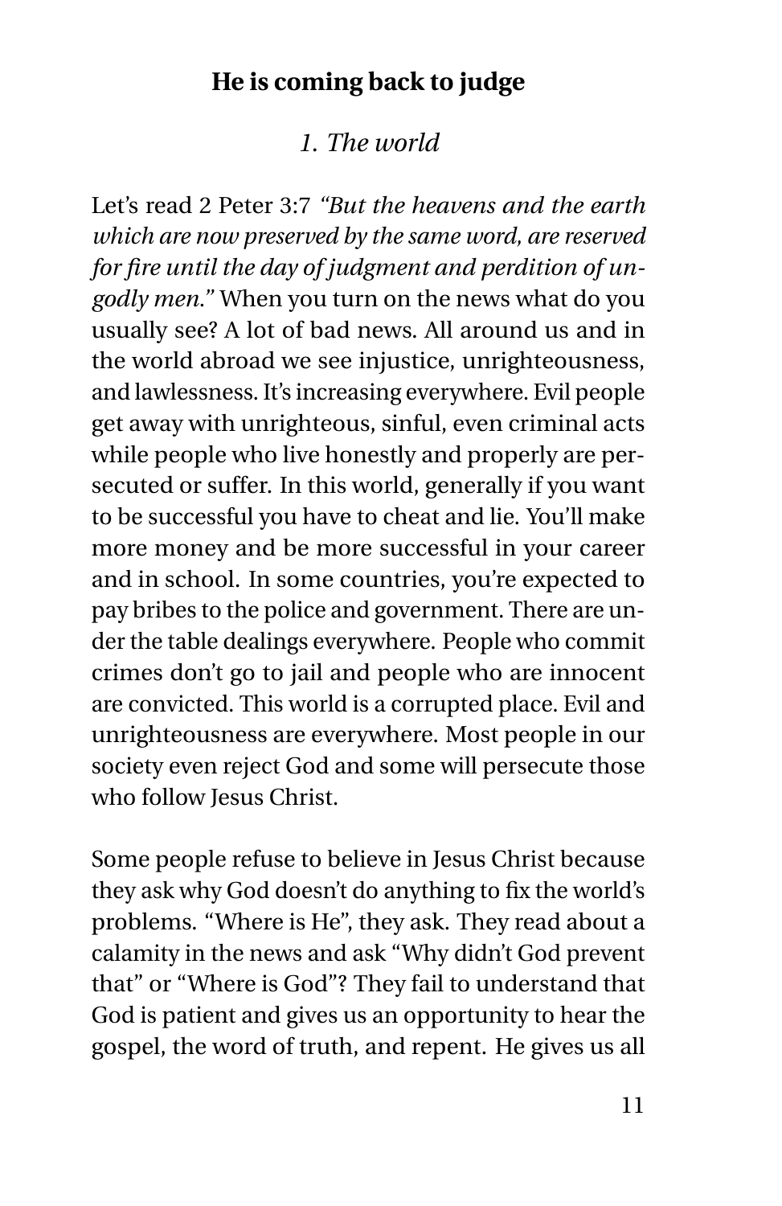## He is coming back to judge

### *1. The world*

Let's read 2 Peter 3:7 *"But the heavens and the earth which are now preserved by the same word, are reserved for fire until the day of judgment and perdition of ungodly men."* When you turn on the news what do you usually see? A lot of bad news. All around us and in the world abroad we see injustice, unrighteousness, and lawlessness. It's increasing everywhere. Evil people get away with unrighteous, sinful, even criminal acts while people who live honestly and properly are persecuted or suffer. In this world, generally if you want to be successful you have to cheat and lie. You'll make more money and be more successful in your career and in school. In some countries, you're expected to pay bribes to the police and government. There are under the table dealings everywhere. People who commit crimes don't go to jail and people who are innocent are convicted. This world is a corrupted place. Evil and unrighteousness are everywhere. Most people in our society even reject God and some will persecute those who follow Jesus Christ.

Some people refuse to believe in Jesus Christ because they ask why God doesn't do anything to fix the world's problems. "Where is He", they ask. They read about a calamity in the news and ask "Why didn't God prevent that" or "Where is God"? They fail to understand that God is patient and gives us an opportunity to hear the gospel, the word of truth, and repent. He gives us all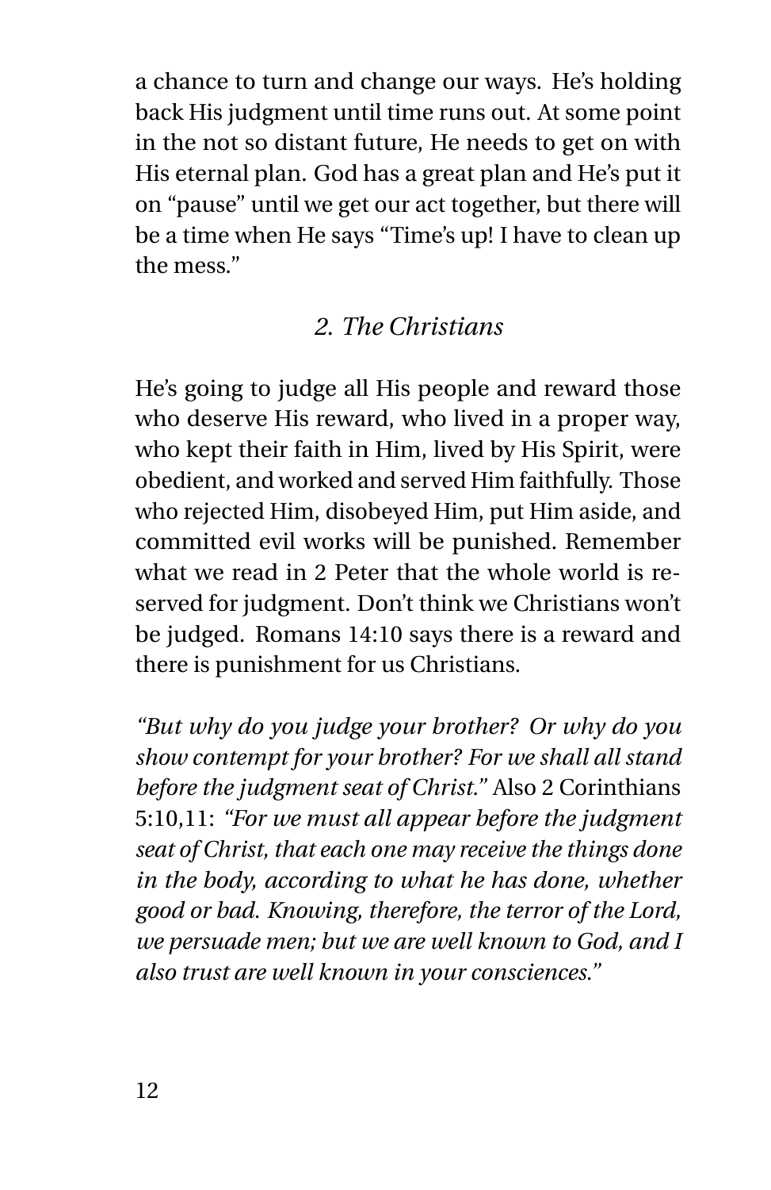a chance to turn and change our ways. He's holding back His judgment until time runs out. At some point in the not so distant future, He needs to get on with His eternal plan. God has a great plan and He's put it on "pause" until we get our act together, but there will be a time when He says "Time's up! I have to clean up the mess."

### *2. The Christians*

He's going to judge all His people and reward those who deserve His reward, who lived in a proper way, who kept their faith in Him, lived by His Spirit, were obedient, and worked and served Him faithfully. Those who rejected Him, disobeyed Him, put Him aside, and committed evil works will be punished. Remember what we read in 2 Peter that the whole world is reserved for judgment. Don't think we Christians won't be judged. Romans 14:10 says there is a reward and there is punishment for us Christians.

*"But why do you judge your brother? Or why do you show contempt for your brother? For we shall all stand before the judgment seat of Christ."* Also 2 Corinthians 5:10,11: *"For we must all appear before the judgment seat of Christ, that each one may receive the things done in the body, according to what he has done, whether good or bad. Knowing, therefore, the terror of the Lord, we persuade men; but we are well known to God, and I also trust are well known in your consciences."*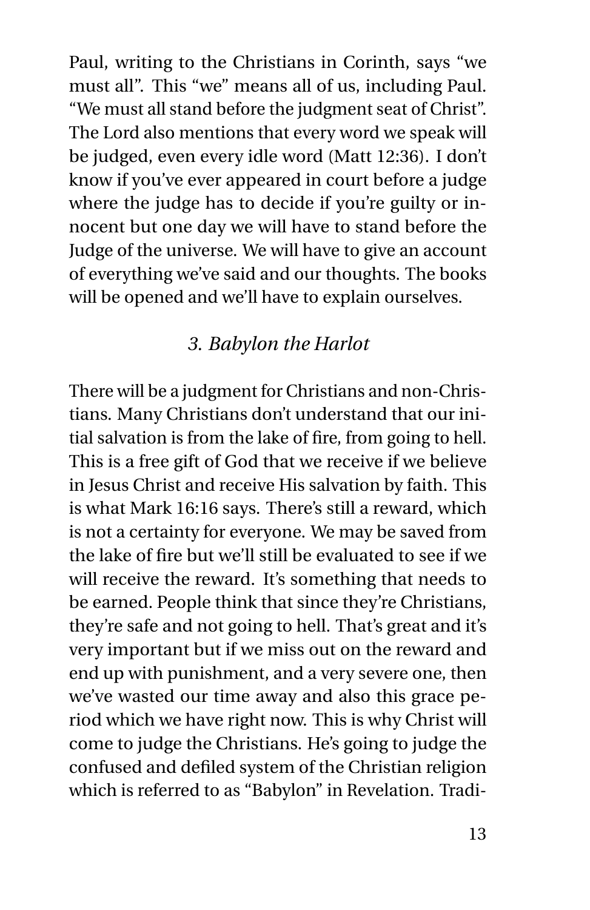Paul, writing to the Christians in Corinth, says "we must all". This "we" means all of us, including Paul. "We must all stand before the judgment seat of Christ". The Lord also mentions that every word we speak will be judged, even every idle word (Matt 12:36). I don't know if you've ever appeared in court before a judge where the judge has to decide if you're guilty or innocent but one day we will have to stand before the Judge of the universe. We will have to give an account of everything we've said and our thoughts. The books will be opened and we'll have to explain ourselves.

### *3. Babylon the Harlot*

There will be a judgment for Christians and non-Christians. Many Christians don't understand that our initial salvation is from the lake of fire, from going to hell. This is a free gift of God that we receive if we believe in Jesus Christ and receive His salvation by faith. This is what Mark 16:16 says. There's still a reward, which is not a certainty for everyone. We may be saved from the lake of fire but we'll still be evaluated to see if we will receive the reward. It's something that needs to be earned. People think that since they're Christians, they're safe and not going to hell. That's great and it's very important but if we miss out on the reward and end up with punishment, and a very severe one, then we've wasted our time away and also this grace period which we have right now. This is why Christ will come to judge the Christians. He's going to judge the confused and defiled system of the Christian religion which is referred to as "Babylon" in Revelation. Tradi-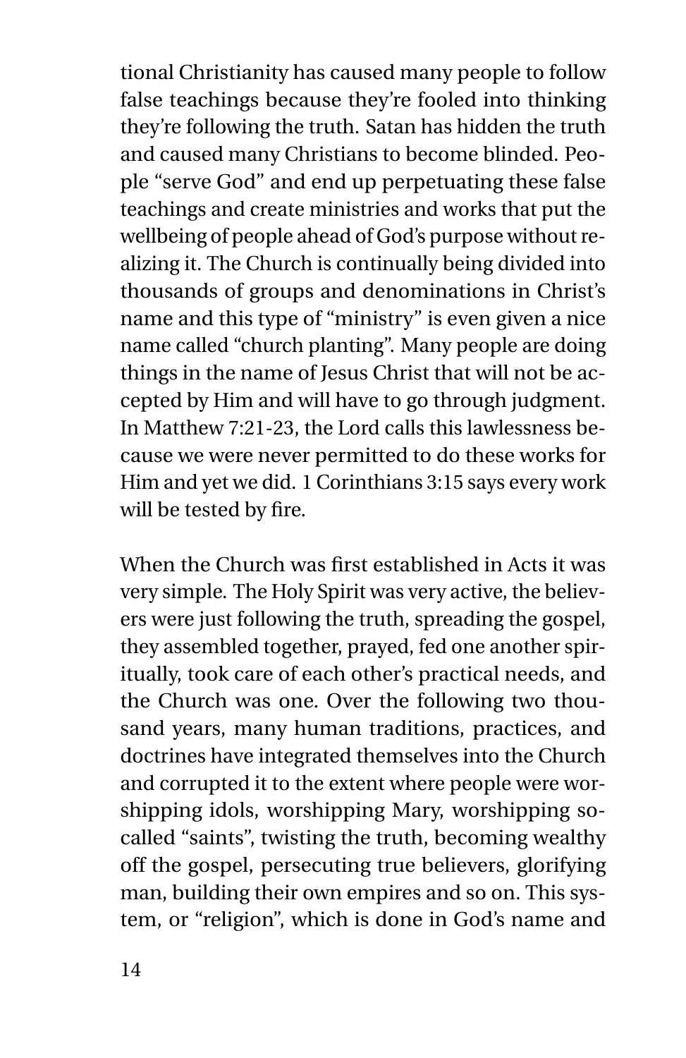tional Christianity has caused many people to follow false teachings because they're fooled into thinking they're following the truth. Satan has hidden the truth and caused many Christians to become blinded. People "serve God" and end up perpetuating these false teachings and create ministries and works that put the wellbeing of people ahead of God's purpose without realizing it. The Church is continually being divided into thousands of groups and denominations in Christ's name and this type of "ministry" is even given a nice name called "church planting". Many people are doing things in the name of Jesus Christ that will not be accepted by Him and will have to go through judgment. In Matthew 7:21-23, the Lord calls this lawlessness because we were never permitted to do these works for Him and yet we did. 1 Corinthians 3:15 says every work will be tested by fire.

When the Church was first established in Acts it was very simple. The Holy Spirit was very active, the believers were just following the truth, spreading the gospel, they assembled together, prayed, fed one another spiritually, took care of each other's practical needs, and the Church was one. Over the following two thousand years, many human traditions, practices, and doctrines have integrated themselves into the Church and corrupted it to the extent where people were worshipping idols, worshipping Mary, worshipping so-called "saints", twisting the truth, becoming wealthy off the gospel, persecuting true believers, glorifying man, building their own empires and so on. This system, or "religion", which is done in God's name and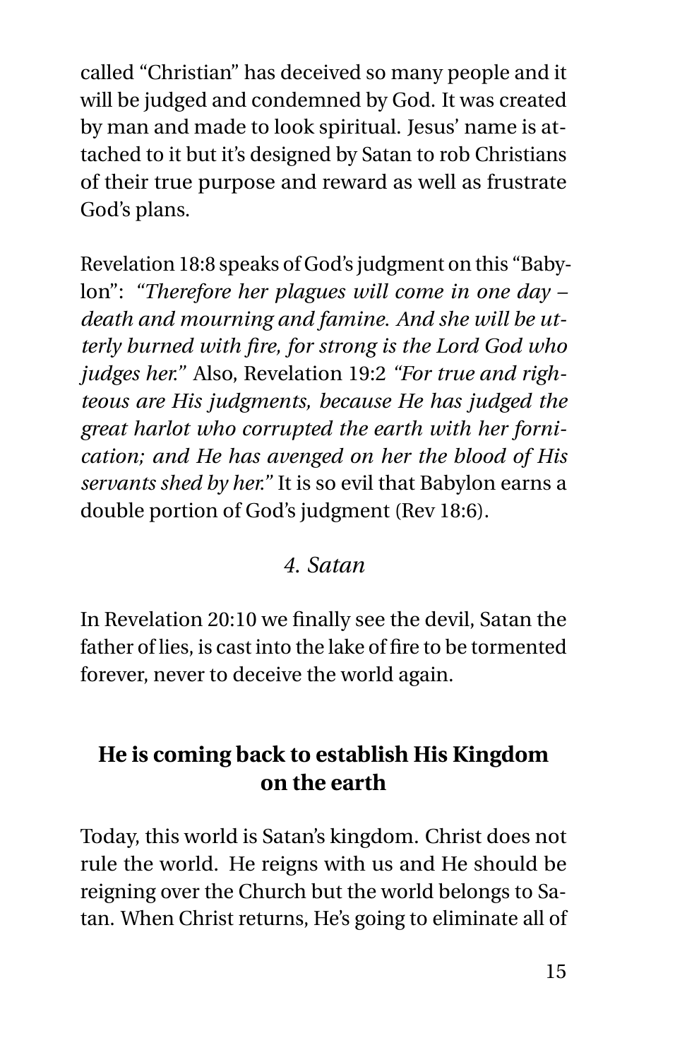called "Christian" has deceived so many people and it will be judged and condemned by God. It was created by man and made to look spiritual. Jesus' name is attached to it but it's designed by Satan to rob Christians of their true purpose and reward as well as frustrate God's plans.

Revelation 18:8 speaks of God's judgment on this "Babylon": *"Therefore her plagues will come in one day – death and mourning and famine. And she will be utterly burned with fire, for strong is the Lord God who judges her."* Also, Revelation 19:2 *"For true and righteous are His judgments, because He has judged the great harlot who corrupted the earth with her fornication; and He has avenged on her the blood of His servants shed by her."* It is so evil that Babylon earns a double portion of God's judgment (Rev 18:6).

### *4. Satan*

In Revelation 20:10 we finally see the devil, Satan the father of lies, is cast into the lake of fire to be tormented forever, never to deceive the world again.

## **He is coming back to establish His Kingdom on the earth**

Today, this world is Satan's kingdom. Christ does not rule the world. He reigns with us and He should be reigning over the Church but the world belongs to Satan. When Christ returns, He's going to eliminate all of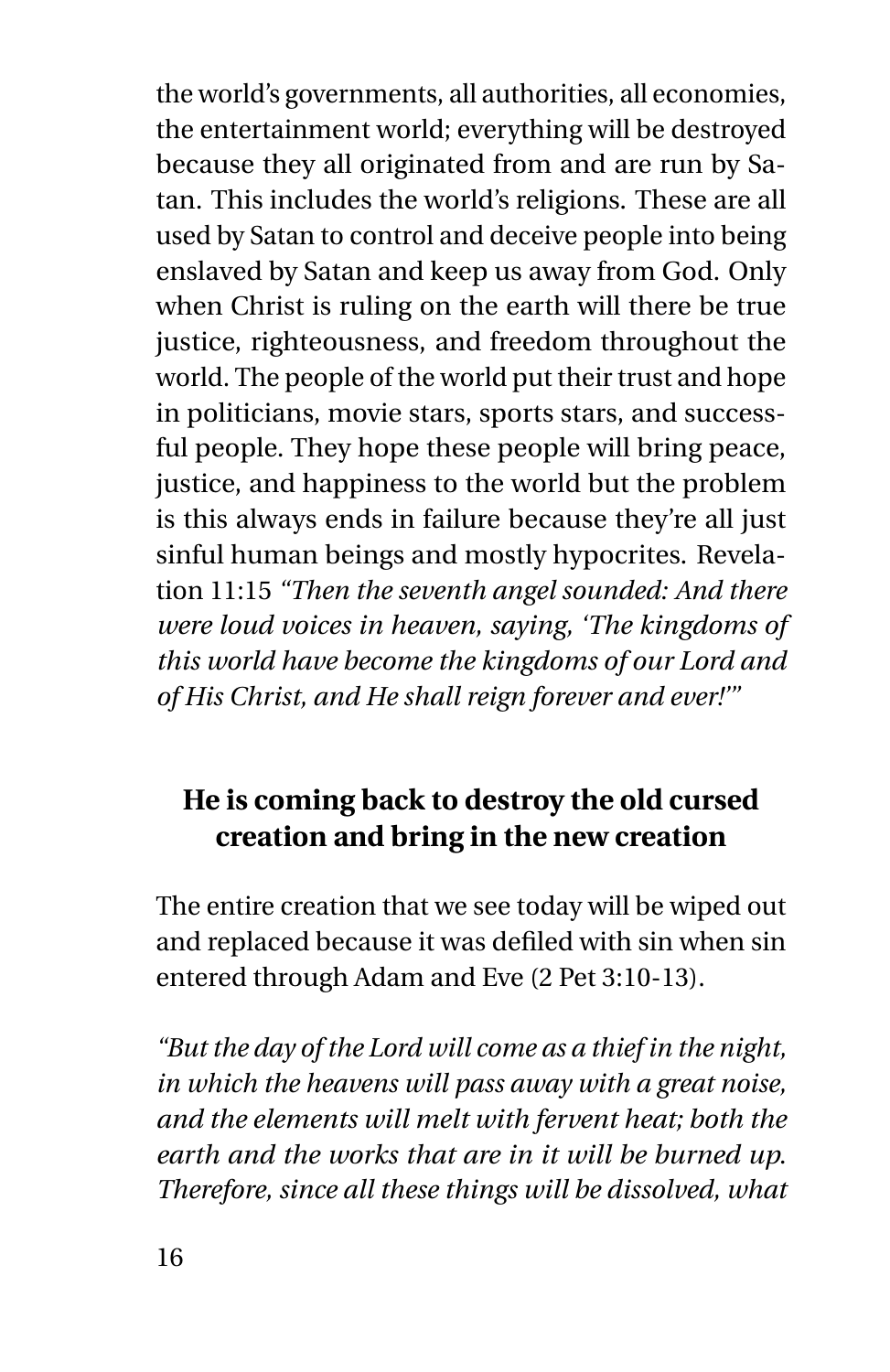the world's governments, all authorities, all economies, the entertainment world; everything will be destroyed because they all originated from and are run by Satan. This includes the world's religions. These are all used by Satan to control and deceive people into being enslaved by Satan and keep us away from God. Only when Christ is ruling on the earth will there be true justice, righteousness, and freedom throughout the world. The people of the world put their trust and hope in politicians, movie stars, sports stars, and successful people. They hope these people will bring peace, justice, and happiness to the world but the problem is this always ends in failure because they're all just sinful human beings and mostly hypocrites. Revelation 11:15 *"Then the seventh angel sounded: And there were loud voices in heaven, saying, 'The kingdoms of this world have become the kingdoms of our Lord and of His Christ, and He shall reign forever and ever!'"*

## He is coming back to destroy the old cursed creation and bring in the new creation

The entire creation that we see today will be wiped out and replaced because it was defiled with sin when sin entered through Adam and Eve (2 Pet 3:10-13).

*"But the day of the Lord will come as a thief in the night, in which the heavens will pass away with a great noise, and the elements will melt with fervent heat; both the earth and the works that are in it will be burned up. Therefore, since all these things will be dissolved, what*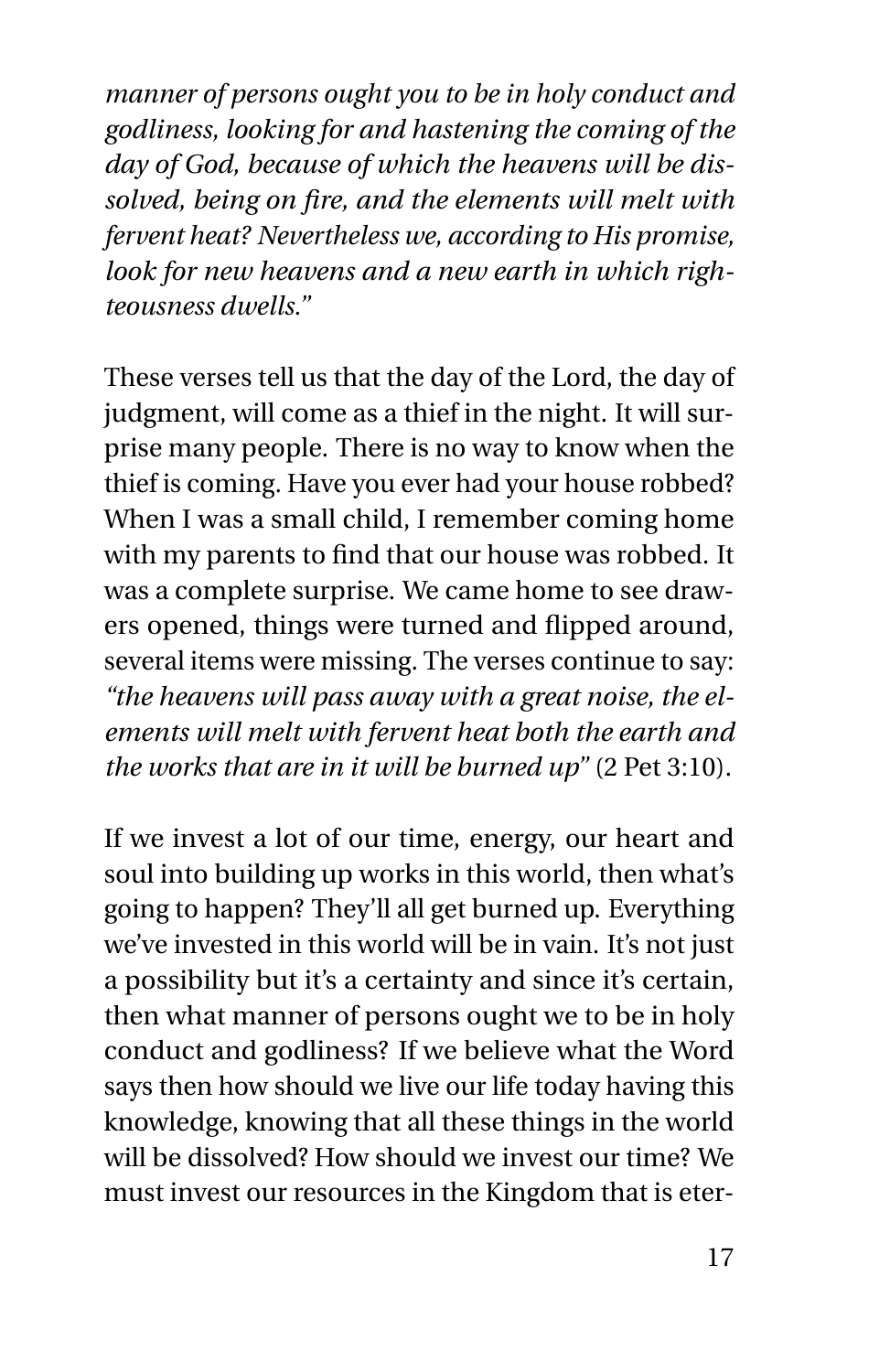*manner of persons ought you to be in holy conduct and godliness, looking for and hastening the coming of the day of God, because of which the heavens will be dissolved, being on fire, and the elements will melt with fervent heat? Nevertheless we, according to His promise, look for new heavens and a new earth in which righteousness dwells."*

These verses tell us that the day of the Lord, the day of judgment, will come as a thief in the night. It will surprise many people. There is no way to know when the thief is coming. Have you ever had your house robbed? When I was a small child, I remember coming home with my parents to find that our house was robbed. It was a complete surprise. We came home to see drawers opened, things were turned and flipped around, several items were missing. The verses continue to say: *"the heavens will pass away with a great noise, the elements will melt with fervent heat both the earth and the works that are in it will be burned up"* (2 Pet 3:10).

If we invest a lot of our time, energy, our heart and soul into building up works in this world, then what's going to happen? They'll all get burned up. Everything we've invested in this world will be in vain. It's not just a possibility but it's a certainty and since it's certain, then what manner of persons ought we to be in holy conduct and godliness? If we believe what the Word says then how should we live our life today having this knowledge, knowing that all these things in the world will be dissolved? How should we invest our time? We must invest our resources in the Kingdom that is eter-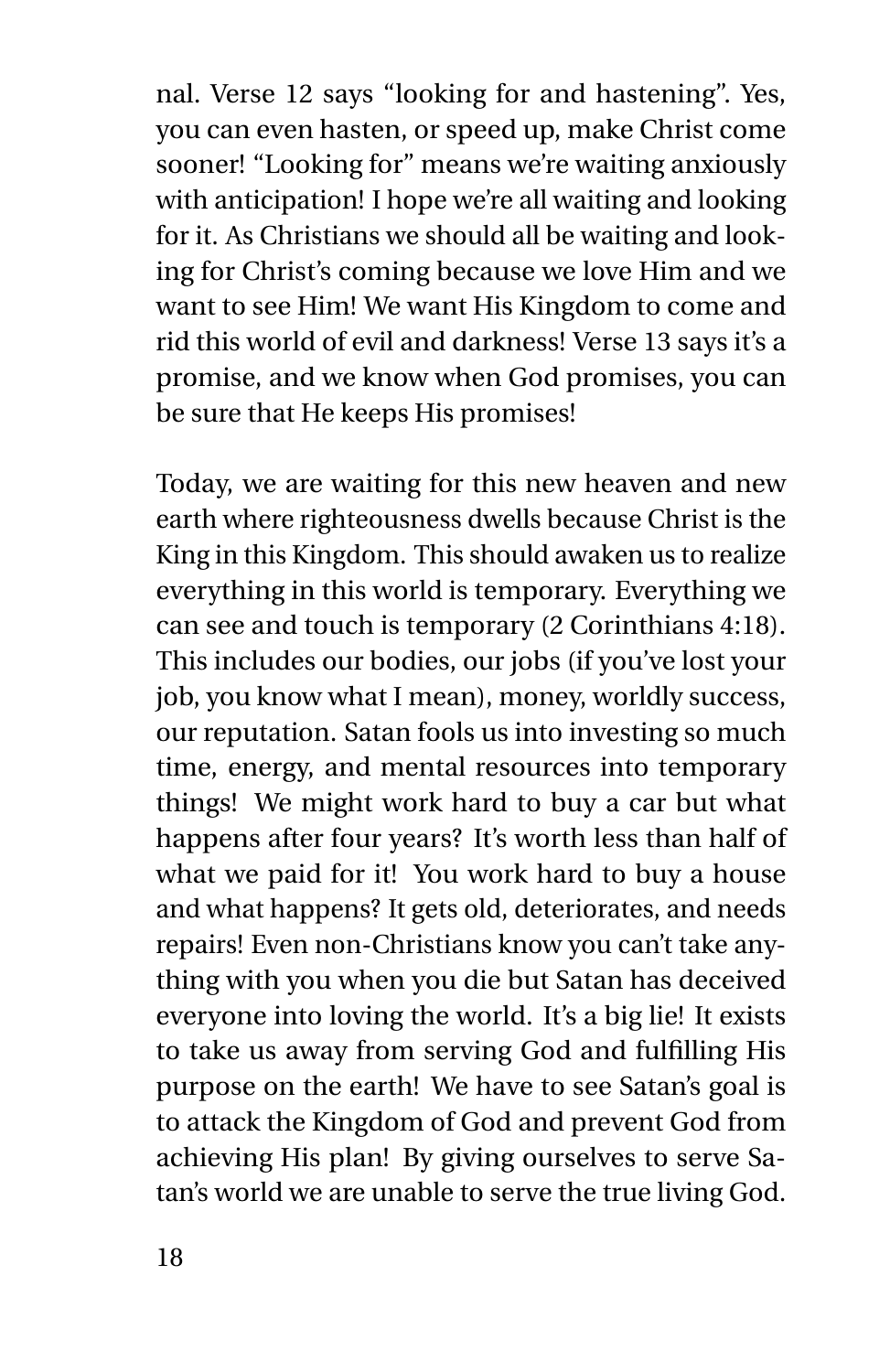nal. Verse 12 says "looking for and hastening". Yes, you can even hasten, or speed up, make Christ come sooner! "Looking for" means we're waiting anxiously with anticipation! I hope we're all waiting and looking for it. As Christians we should all be waiting and looking for Christ's coming because we love Him and we want to see Him! We want His Kingdom to come and rid this world of evil and darkness! Verse 13 says it's a promise, and we know when God promises, you can be sure that He keeps His promises!

Today, we are waiting for this new heaven and new earth where righteousness dwells because Christ is the King in this Kingdom. This should awaken us to realize everything in this world is temporary. Everything we can see and touch is temporary (2 Corinthians 4:18). This includes our bodies, our jobs (if you've lost your job, you know what I mean), money, worldly success, our reputation. Satan fools us into investing so much time, energy, and mental resources into temporary things! We might work hard to buy a car but what happens after four years? It's worth less than half of what we paid for it! You work hard to buy a house and what happens? It gets old, deteriorates, and needs repairs! Even non-Christians know you can't take anything with you when you die but Satan has deceived everyone into loving the world. It's a big lie! It exists to take us away from serving God and fulfilling His purpose on the earth! We have to see Satan's goal is to attack the Kingdom of God and prevent God from achieving His plan! By giving ourselves to serve Satan's world we are unable to serve the true living God.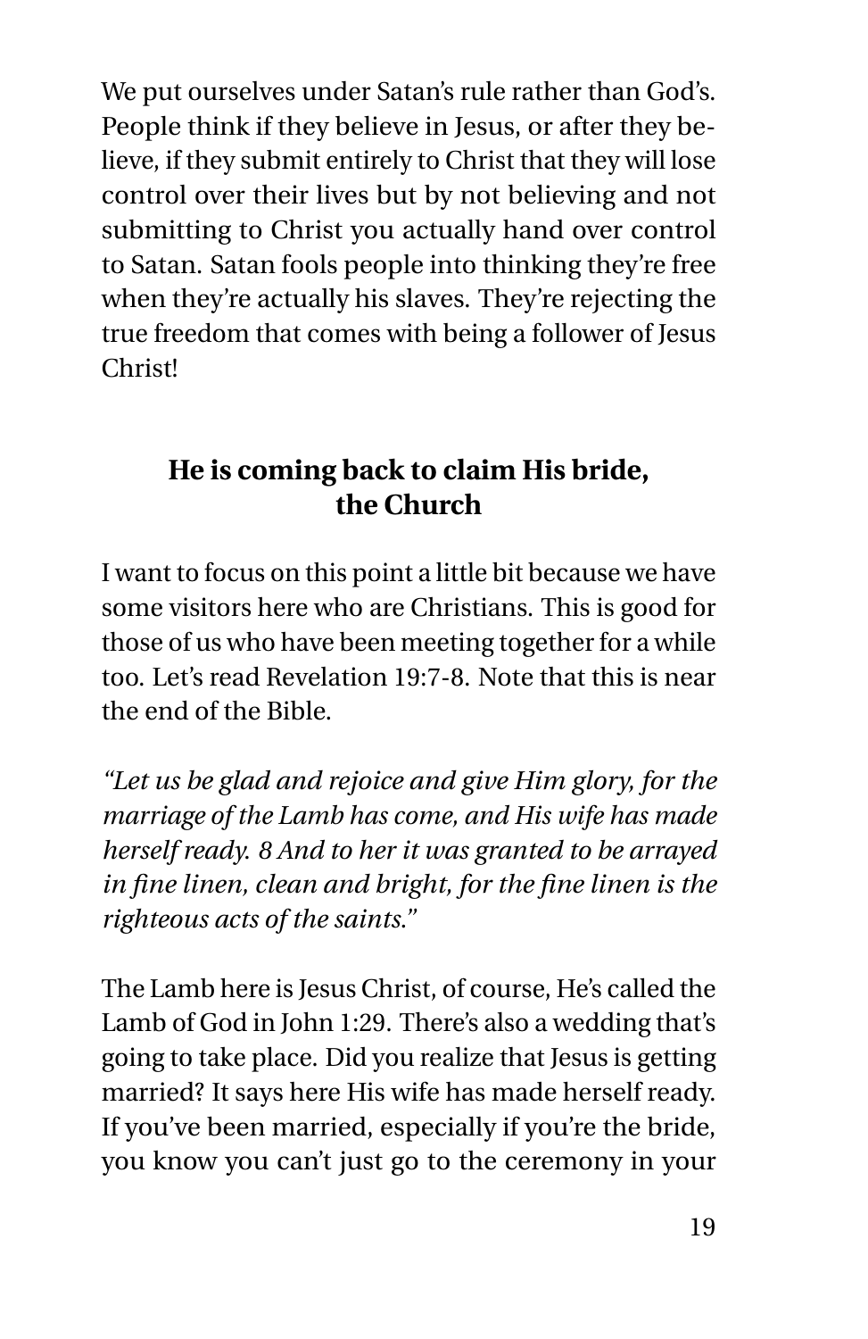We put ourselves under Satan's rule rather than God's. People think if they believe in Jesus, or after they believe, if they submit entirely to Christ that they will lose control over their lives but by not believing and not submitting to Christ you actually hand over control to Satan. Satan fools people into thinking they're free when they're actually his slaves. They're rejecting the true freedom that comes with being a follower of Jesus Christ!

## He is coming back to claim His bride, the Church

I want to focus on this point a little bit because we have some visitors here who are Christians. This is good for those of us who have been meeting together for a while too. Let's read Revelation 19:7-8. Note that this is near the end of the Bible.

*"Let us be glad and rejoice and give Him glory, for the marriage of the Lamb has come, and His wife has made herself ready. 8 And to her it was granted to be arrayed in fine linen, clean and bright, for the fine linen is the righteous acts of the saints."*

The Lamb here is Jesus Christ, of course, He's called the Lamb of God in John 1:29. There's also a wedding that's going to take place. Did you realize that Jesus is getting married? It says here His wife has made herself ready. If you've been married, especially if you're the bride, you know you can't just go to the ceremony in your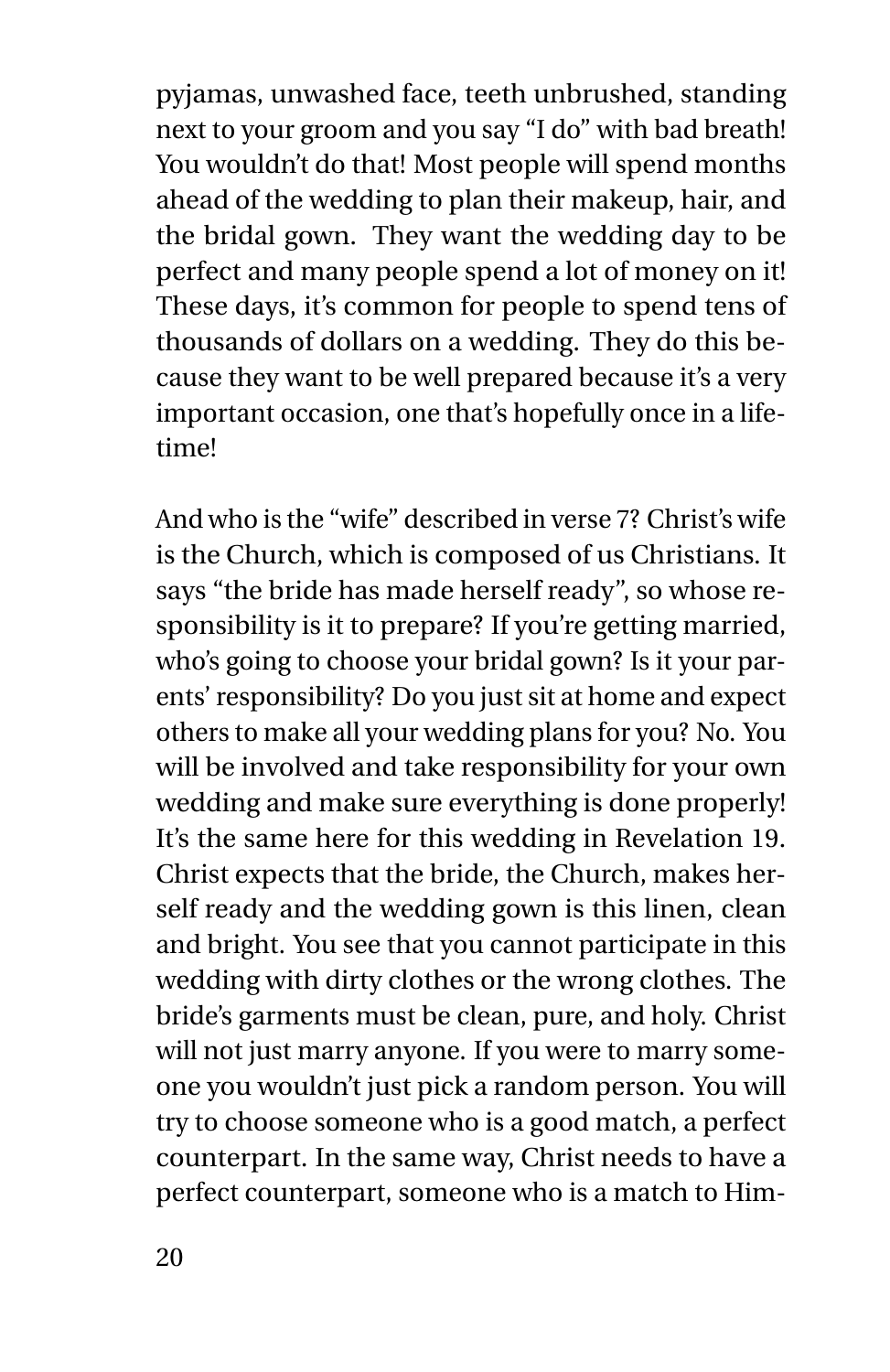pyjamas, unwashed face, teeth unbrushed, standing next to your groom and you say "I do" with bad breath! You wouldn't do that! Most people will spend months ahead of the wedding to plan their makeup, hair, and the bridal gown. They want the wedding day to be perfect and many people spend a lot of money on it! These days, it's common for people to spend tens of thousands of dollars on a wedding. They do this because they want to be well prepared because it's a very important occasion, one that's hopefully once in a lifetime!

And who is the "wife" described in verse 7? Christ's wife is the Church, which is composed of us Christians. It says "the bride has made herself ready", so whose responsibility is it to prepare? If you're getting married, who's going to choose your bridal gown? Is it your parents' responsibility? Do you just sit at home and expect others to make all your wedding plans for you? No. You will be involved and take responsibility for your own wedding and make sure everything is done properly! It's the same here for this wedding in Revelation 19. Christ expects that the bride, the Church, makes herself ready and the wedding gown is this linen, clean and bright. You see that you cannot participate in this wedding with dirty clothes or the wrong clothes. The bride's garments must be clean, pure, and holy. Christ will not just marry anyone. If you were to marry someone you wouldn't just pick a random person. You will try to choose someone who is a good match, a perfect counterpart. In the same way, Christ needs to have a perfect counterpart, someone who is a match to Him-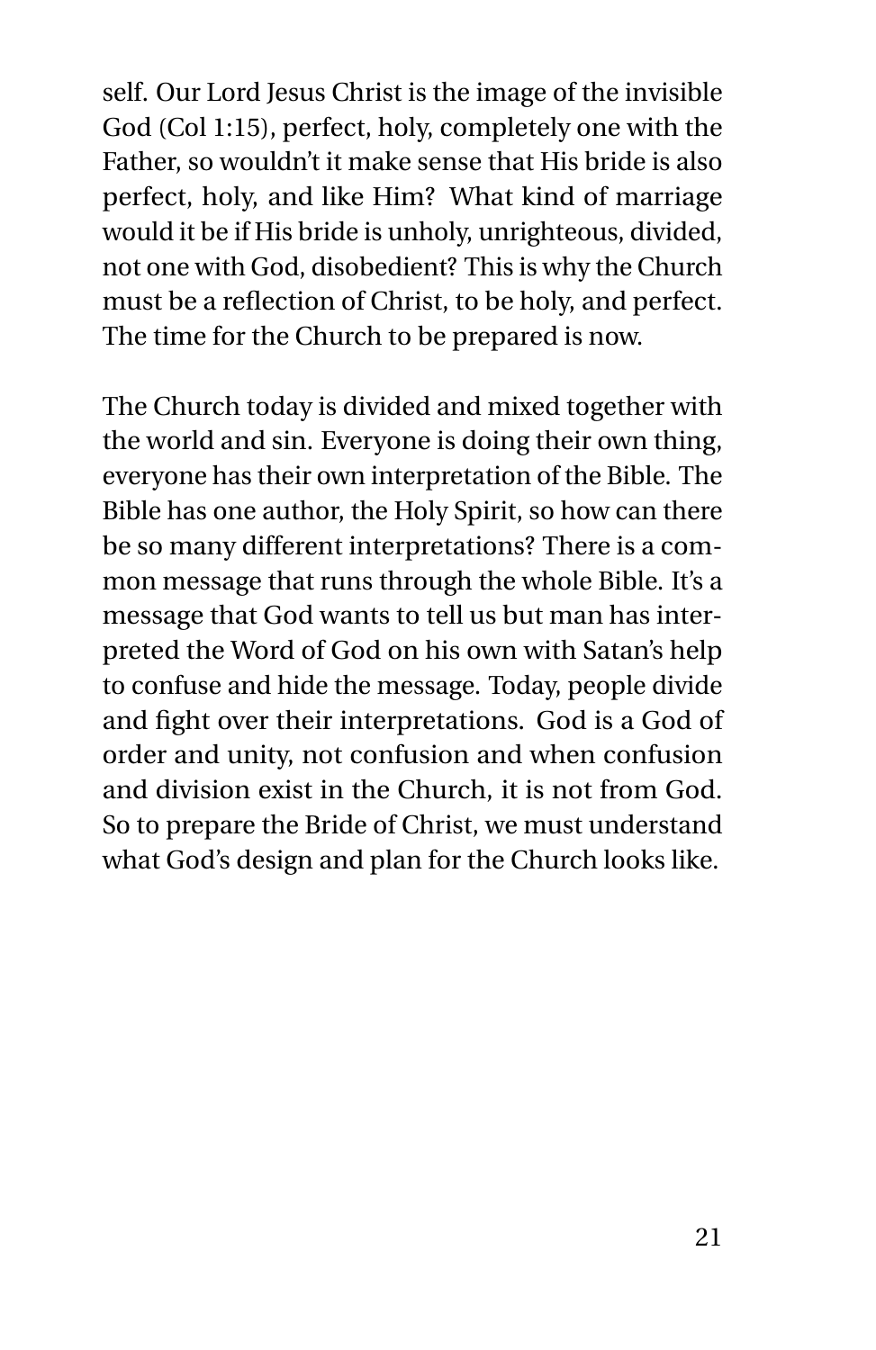self. Our Lord Jesus Christ is the image of the invisible God (Col 1:15), perfect, holy, completely one with the Father, so wouldn't it make sense that His bride is also perfect, holy, and like Him? What kind of marriage would it be if His bride is unholy, unrighteous, divided, not one with God, disobedient? This is why the Church must be a reflection of Christ, to be holy, and perfect. The time for the Church to be prepared is now.

The Church today is divided and mixed together with the world and sin. Everyone is doing their own thing, everyone has their own interpretation of the Bible. The Bible has one author, the Holy Spirit, so how can there be so many different interpretations? There is a common message that runs through the whole Bible. It's a message that God wants to tell us but man has interpreted the Word of God on his own with Satan's help to confuse and hide the message. Today, people divide and fight over their interpretations. God is a God of order and unity, not confusion and when confusion and division exist in the Church, it is not from God. So to prepare the Bride of Christ, we must understand what God's design and plan for the Church looks like.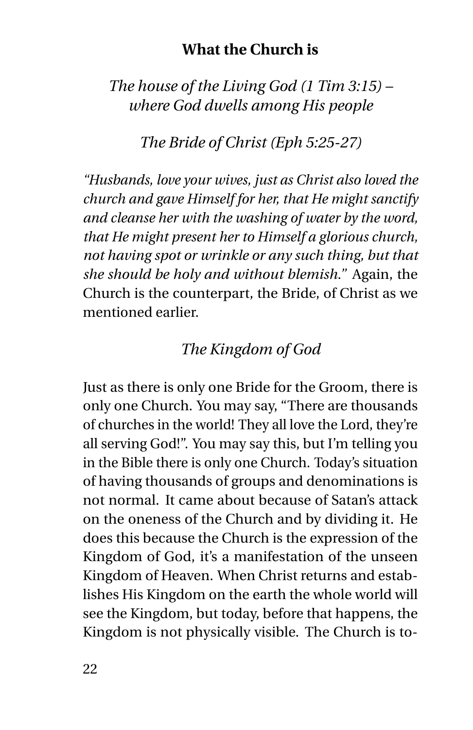**What the Church is**

*The house of the Living God (1 Tim 3:15) – where God dwells among His people*

*The Bride of Christ (Eph 5:25-27)*

*"Husbands, love your wives, just as Christ also loved the church and gave Himself for her, that He might sanctify and cleanse her with the washing of water by the word, that He might present her to Himself a glorious church, not having spot or wrinkle or any such thing, but that she should be holy and without blemish."* Again, the Church is the counterpart, the Bride, of Christ as we mentioned earlier.

*The Kingdom of God*

Just as there is only one Bride for the Groom, there is only one Church. You may say, "There are thousands of churches in the world! They all love the Lord, they're all serving God!". You may say this, but I'm telling you in the Bible there is only one Church. Today's situation of having thousands of groups and denominations is not normal. It came about because of Satan's attack on the oneness of the Church and by dividing it. He does this because the Church is the expression of the Kingdom of God, it's a manifestation of the unseen Kingdom of Heaven. When Christ returns and establishes His Kingdom on the earth the whole world will see the Kingdom, but today, before that happens, the Kingdom is not physically visible. The Church is to-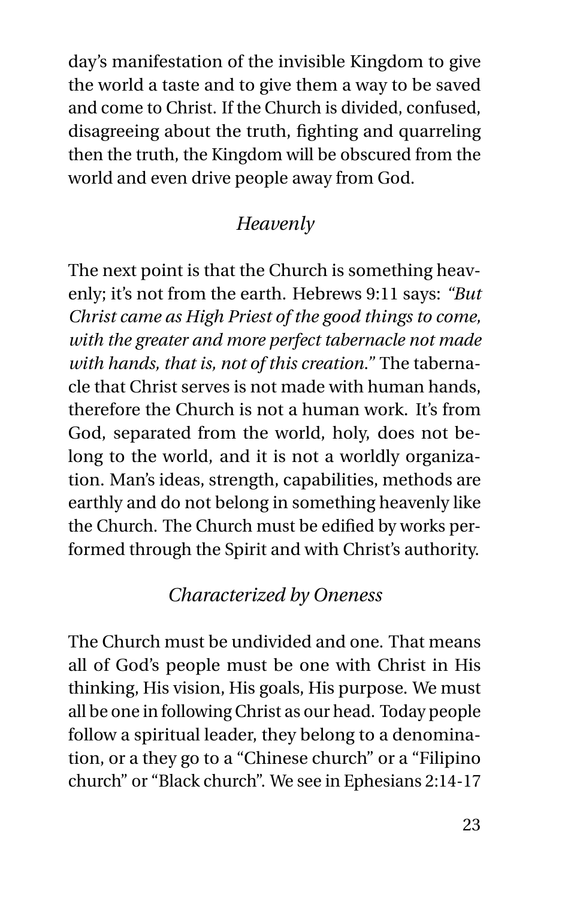day's manifestation of the invisible Kingdom to give the world a taste and to give them a way to be saved and come to Christ. If the Church is divided, confused, disagreeing about the truth, fighting and quarreling then the truth, the Kingdom will be obscured from the world and even drive people away from God.

### *Heavenly*

The next point is that the Church is something heavenly; it's not from the earth. Hebrews 9:11 says: *"But Christ came as High Priest of the good things to come, with the greater and more perfect tabernacle not made with hands, that is, not of this creation."* The tabernacle that Christ serves is not made with human hands, therefore the Church is not a human work. It's from God, separated from the world, holy, does not belong to the world, and it is not a worldly organization. Man's ideas, strength, capabilities, methods are earthly and do not belong in something heavenly like the Church. The Church must be edified by works performed through the Spirit and with Christ's authority.

### *Characterized by Oneness*

The Church must be undivided and one. That means all of God's people must be one with Christ in His thinking, His vision, His goals, His purpose. We must all be one in following Christ as our head. Today people follow a spiritual leader, they belong to a denomination, or a they go to a "Chinese church" or a "Filipino church" or "Black church". We see in Ephesians 2:14-17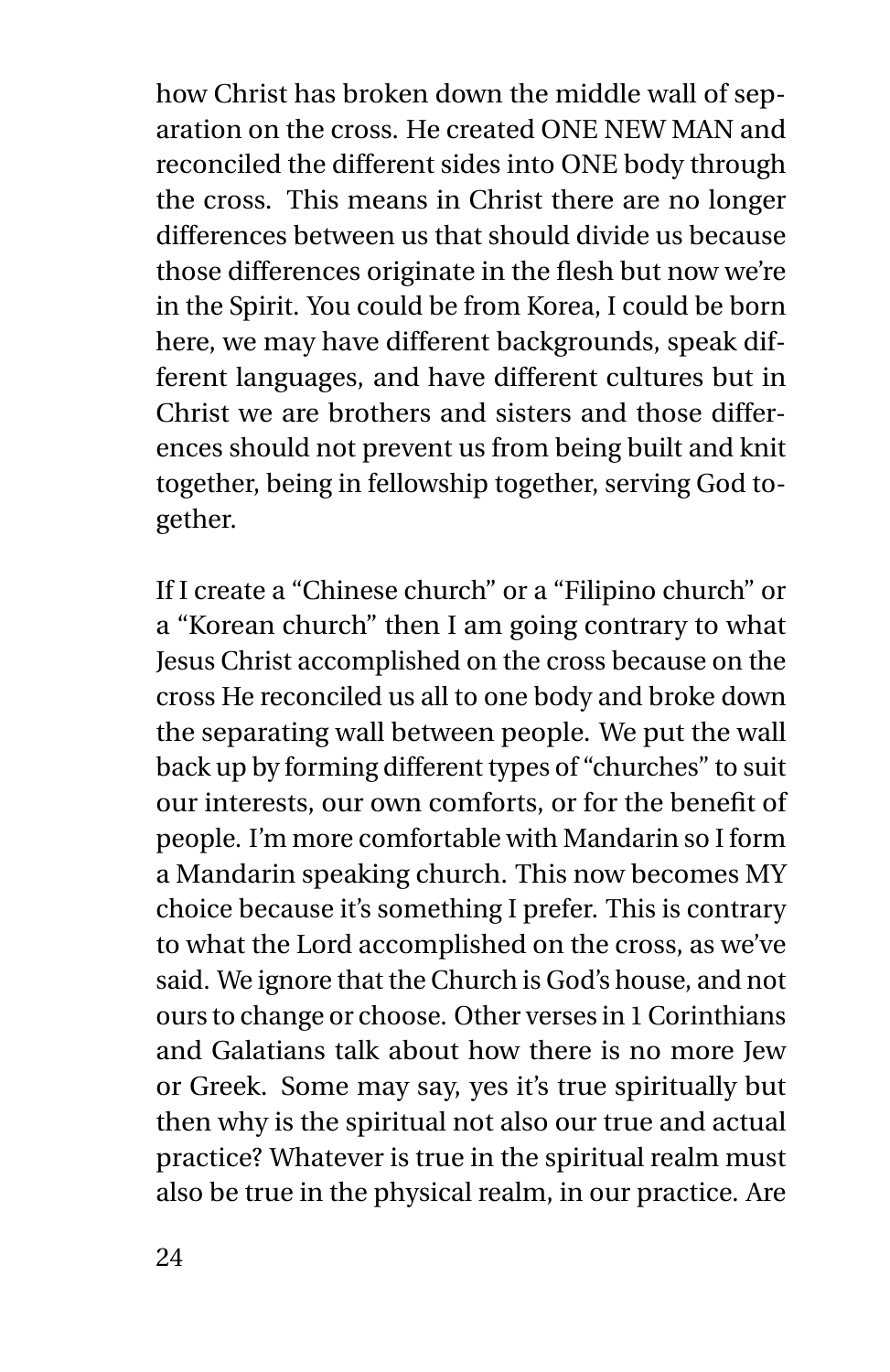how Christ has broken down the middle wall of separation on the cross. He created ONE NEW MAN and reconciled the different sides into ONE body through the cross. This means in Christ there are no longer differences between us that should divide us because those differences originate in the flesh but now we're in the Spirit. You could be from Korea, I could be born here, we may have different backgrounds, speak different languages, and have different cultures but in Christ we are brothers and sisters and those differences should not prevent us from being built and knit together, being in fellowship together, serving God together.

If I create a "Chinese church" or a "Filipino church" or a "Korean church" then I am going contrary to what Jesus Christ accomplished on the cross because on the cross He reconciled us all to one body and broke down the separating wall between people. We put the wall back up by forming different types of "churches" to suit our interests, our own comforts, or for the benefit of people. I'm more comfortable with Mandarin so I form a Mandarin speaking church. This now becomes MY choice because it's something I prefer. This is contrary to what the Lord accomplished on the cross, as we've said. We ignore that the Church is God's house, and not ours to change or choose. Other verses in 1 Corinthians and Galatians talk about how there is no more Jew or Greek. Some may say, yes it's true spiritually but then why is the spiritual not also our true and actual practice? Whatever is true in the spiritual realm must also be true in the physical realm, in our practice. Are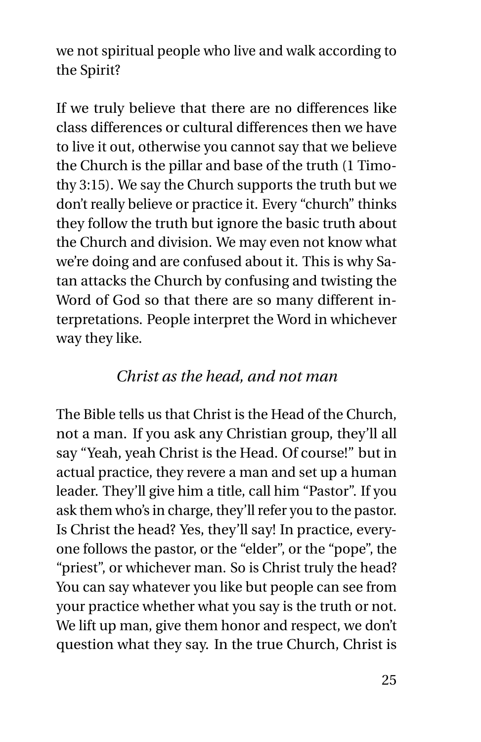we not spiritual people who live and walk according to the Spirit?

If we truly believe that there are no differences like class differences or cultural differences then we have to live it out, otherwise you cannot say that we believe the Church is the pillar and base of the truth (1 Timothy 3:15). We say the Church supports the truth but we don't really believe or practice it. Every "church" thinks they follow the truth but ignore the basic truth about the Church and division. We may even not know what we're doing and are confused about it. This is why Satan attacks the Church by confusing and twisting the Word of God so that there are so many different interpretations. People interpret the Word in whichever way they like.

### *Christ as the head, and not man*

The Bible tells us that Christ is the Head of the Church, not a man. If you ask any Christian group, they'll all say "Yeah, yeah Christ is the Head. Of course!" but in actual practice, they revere a man and set up a human leader. They'll give him a title, call him "Pastor". If you ask them who's in charge, they'll refer you to the pastor. Is Christ the head? Yes, they'll say! In practice, everyone follows the pastor, or the "elder", or the "pope", the "priest", or whichever man. So is Christ truly the head? You can say whatever you like but people can see from your practice whether what you say is the truth or not. We lift up man, give them honor and respect, we don't question what they say. In the true Church, Christ is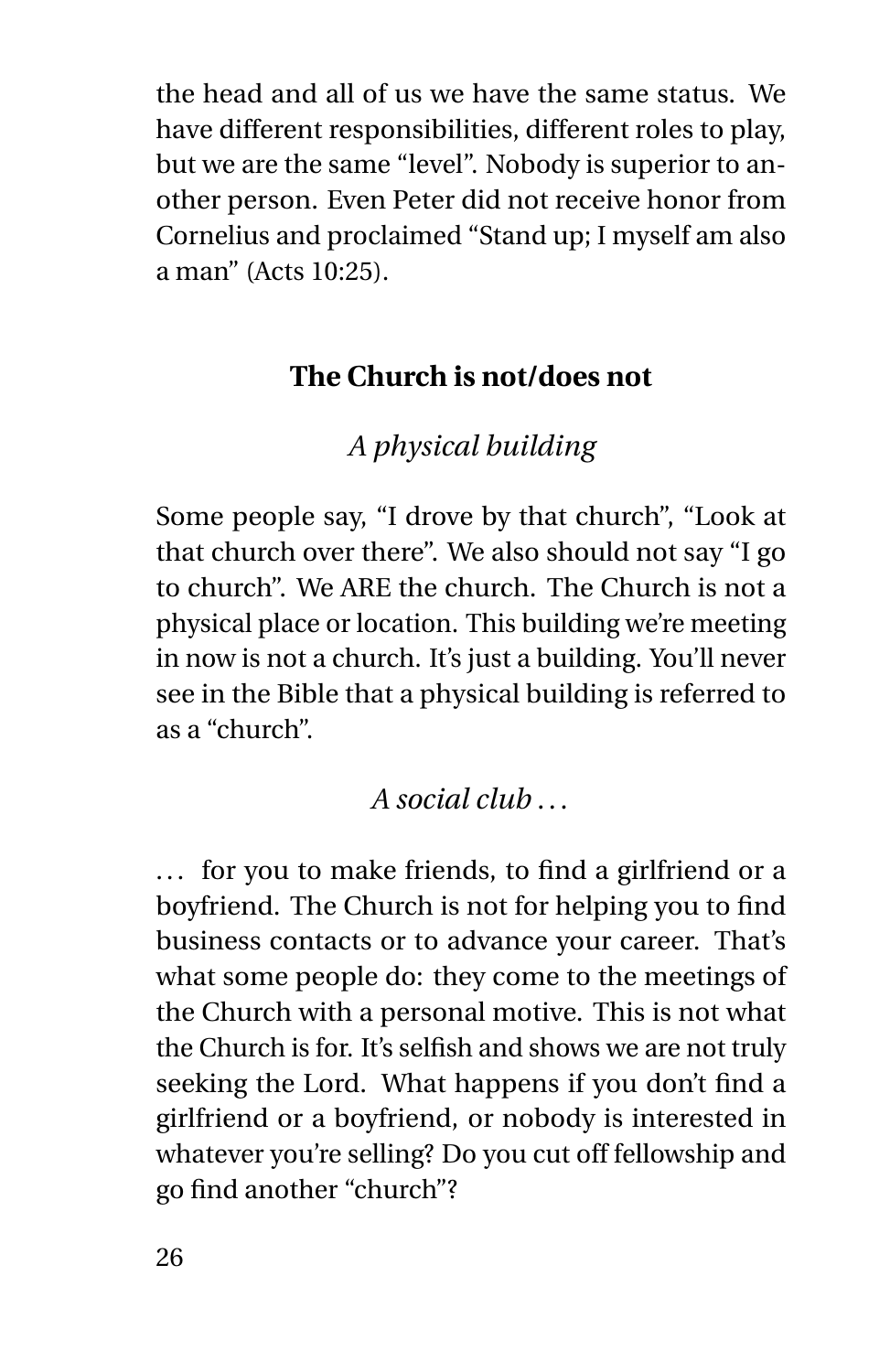the head and all of us we have the same status. We have different responsibilities, different roles to play, but we are the same "level". Nobody is superior to another person. Even Peter did not receive honor from Cornelius and proclaimed "Stand up; I myself am also a man" (Acts 10:25).

## The Church is not/does not

### *A physical building*

Some people say, "I drove by that church", "Look at that church over there". We also should not say "I go to church". We ARE the church. The Church is not a physical place or location. This building we're meeting in now is not a church. It's just a building. You'll never see in the Bible that a physical building is referred to as a "church".

### *A social club . . .*

. . . for you to make friends, to find a girlfriend or a boyfriend. The Church is not for helping you to find business contacts or to advance your career. That's what some people do: they come to the meetings of the Church with a personal motive. This is not what the Church is for. It's selfish and shows we are not truly seeking the Lord. What happens if you don't find a girlfriend or a boyfriend, or nobody is interested in whatever you're selling? Do you cut off fellowship and go find another "church"?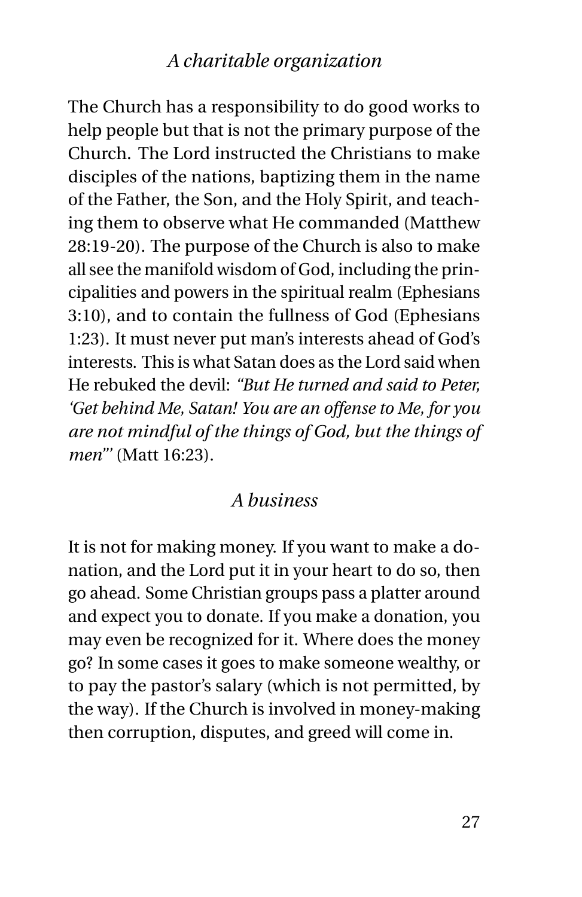### *A charitable organization*

The Church has a responsibility to do good works to help people but that is not the primary purpose of the Church. The Lord instructed the Christians to make disciples of the nations, baptizing them in the name of the Father, the Son, and the Holy Spirit, and teaching them to observe what He commanded (Matthew 28:19-20). The purpose of the Church is also to make all see the manifold wisdom of God, including the principalities and powers in the spiritual realm (Ephesians 3:10), and to contain the fullness of God (Ephesians 1:23). It must never put man's interests ahead of God's interests. This is what Satan does as the Lord said when He rebuked the devil: *"But He turned and said to Peter, 'Get behind Me, Satan! You are an offense to Me, for you are not mindful of the things of God, but the things of men'"* (Matt 16:23).

### *A business*

It is not for making money. If you want to make a donation, and the Lord put it in your heart to do so, then go ahead. Some Christian groups pass a platter around and expect you to donate. If you make a donation, you may even be recognized for it. Where does the money go? In some cases it goes to make someone wealthy, or to pay the pastor's salary (which is not permitted, by the way). If the Church is involved in money-making then corruption, disputes, and greed will come in.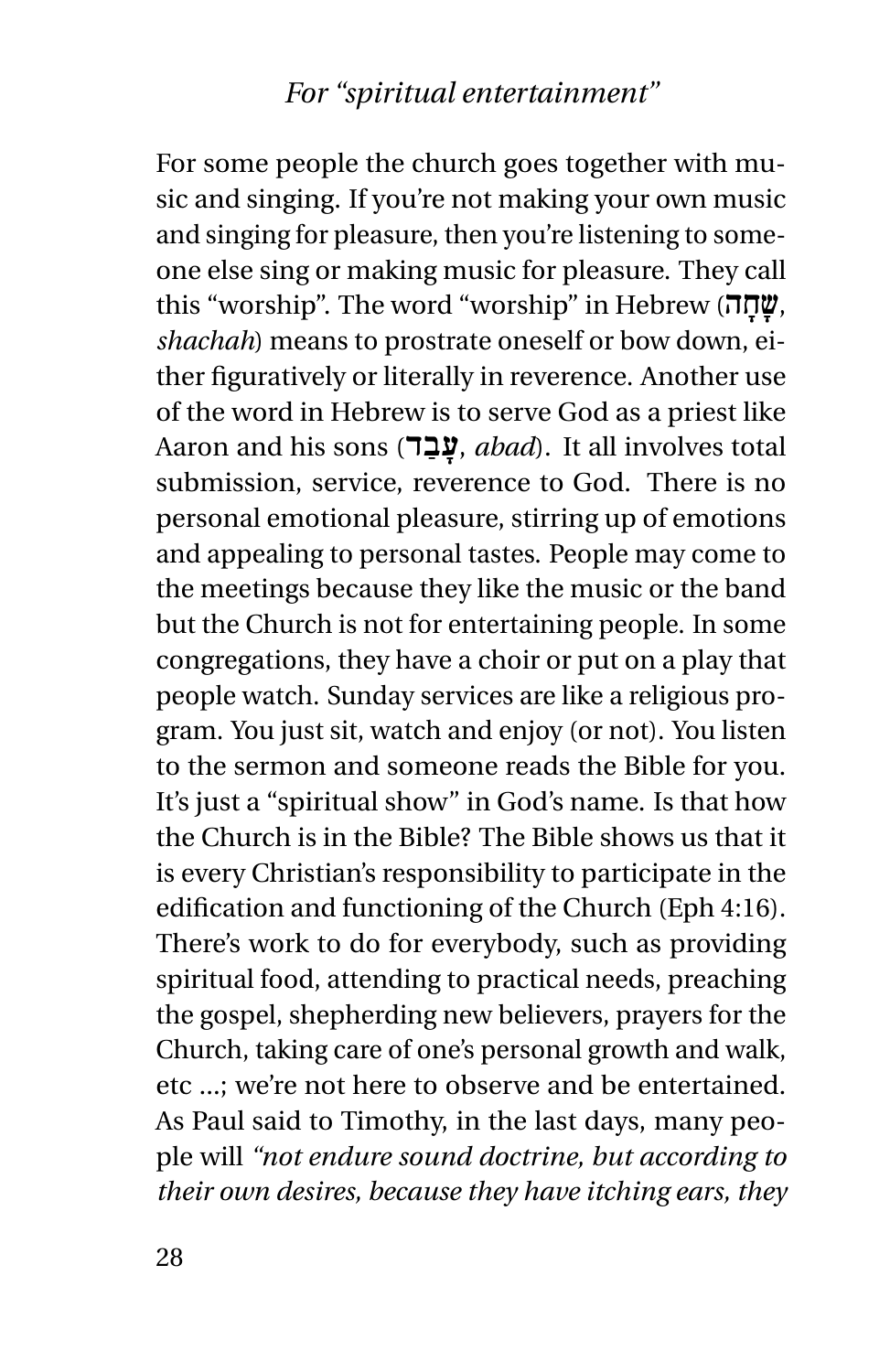### *For "spiritual entertainment"*

For some people the church goes together with music and singing. If you're not making your own music and singing for pleasure, then you're listening to someone else sing or making music for pleasure. They call this "worship". The word "worship" in Hebrew (שָׁחָה, *shachah*) means to prostrate oneself or bow down, either figuratively or literally in reverence. Another use of the word in Hebrew is to serve God as a priest like Aaron and his sons (עָבַד, *abad*). It all involves total submission, service, reverence to God. There is no personal emotional pleasure, stirring up of emotions and appealing to personal tastes. People may come to the meetings because they like the music or the band but the Church is not for entertaining people. In some congregations, they have a choir or put on a play that people watch. Sunday services are like a religious program. You just sit, watch and enjoy (or not). You listen to the sermon and someone reads the Bible for you. It's just a "spiritual show" in God's name. Is that how the Church is in the Bible? The Bible shows us that it is every Christian's responsibility to participate in the edification and functioning of the Church (Eph 4:16). There's work to do for everybody, such as providing spiritual food, attending to practical needs, preaching the gospel, shepherding new believers, prayers for the Church, taking care of one's personal growth and walk, etc ...; we're not here to observe and be entertained. As Paul said to Timothy, in the last days, many people will *"not endure sound doctrine, but according to their own desires, because they have itching ears, they*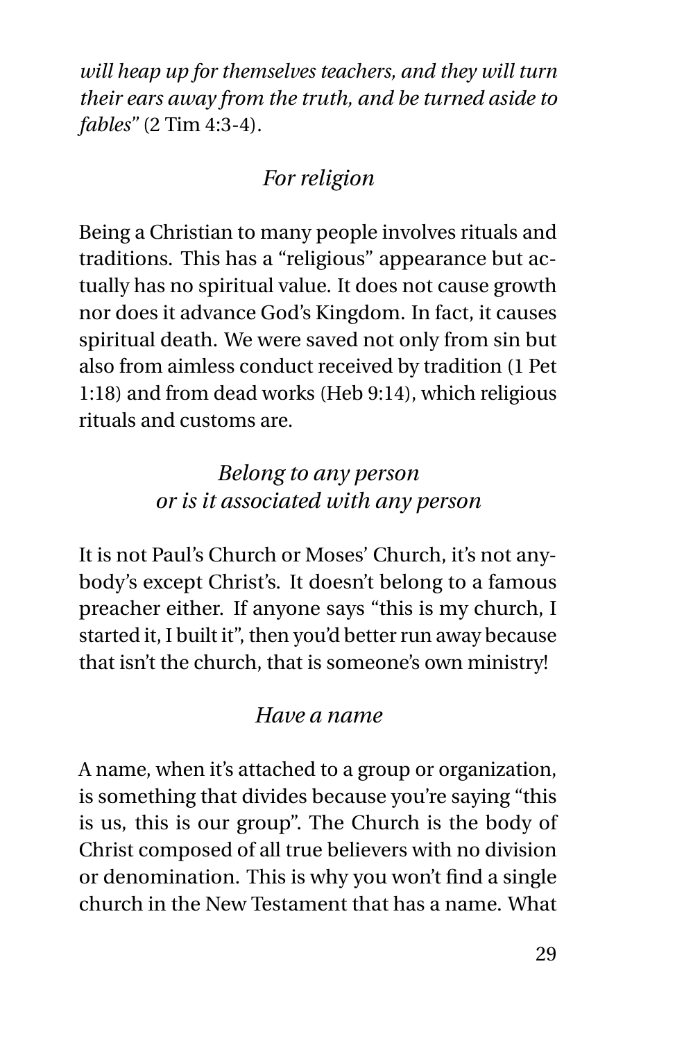*will heap up for themselves teachers, and they will turn their ears away from the truth, and be turned aside to fables"* (2 Tim 4:3-4).

### *For religion*

Being a Christian to many people involves rituals and traditions. This has a "religious" appearance but actually has no spiritual value. It does not cause growth nor does it advance God's Kingdom. In fact, it causes spiritual death. We were saved not only from sin but also from aimless conduct received by tradition (1 Pet 1:18) and from dead works (Heb 9:14), which religious rituals and customs are.

### *Belong to any person or is it associated with any person*

It is not Paul's Church or Moses' Church, it's not anybody's except Christ's. It doesn't belong to a famous preacher either. If anyone says "this is my church, I started it, I built it", then you'd better run away because that isn't the church, that is someone's own ministry!

### *Have a name*

A name, when it's attached to a group or organization, is something that divides because you're saying "this is us, this is our group". The Church is the body of Christ composed of all true believers with no division or denomination. This is why you won't find a single church in the New Testament that has a name. What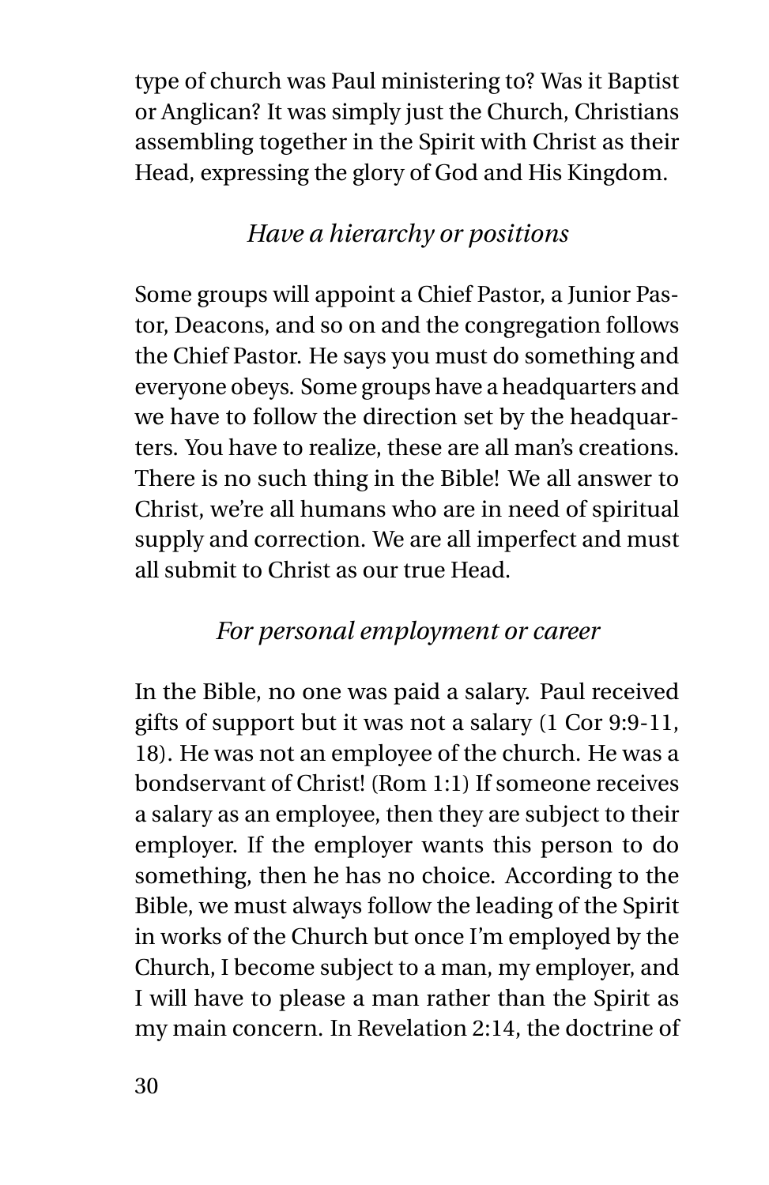type of church was Paul ministering to? Was it Baptist or Anglican? It was simply just the Church, Christians assembling together in the Spirit with Christ as their Head, expressing the glory of God and His Kingdom.

### *Have a hierarchy or positions*

Some groups will appoint a Chief Pastor, a Junior Pastor, Deacons, and so on and the congregation follows the Chief Pastor. He says you must do something and everyone obeys. Some groups have a headquarters and we have to follow the direction set by the headquarters. You have to realize, these are all man's creations. There is no such thing in the Bible! We all answer to Christ, we're all humans who are in need of spiritual supply and correction. We are all imperfect and must all submit to Christ as our true Head.

### *For personal employment or career*

In the Bible, no one was paid a salary. Paul received gifts of support but it was not a salary (1 Cor 9:9-11, 18). He was not an employee of the church. He was a bondservant of Christ! (Rom 1:1) If someone receives a salary as an employee, then they are subject to their employer. If the employer wants this person to do something, then he has no choice. According to the Bible, we must always follow the leading of the Spirit in works of the Church but once I'm employed by the Church, I become subject to a man, my employer, and I will have to please a man rather than the Spirit as my main concern. In Revelation 2:14, the doctrine of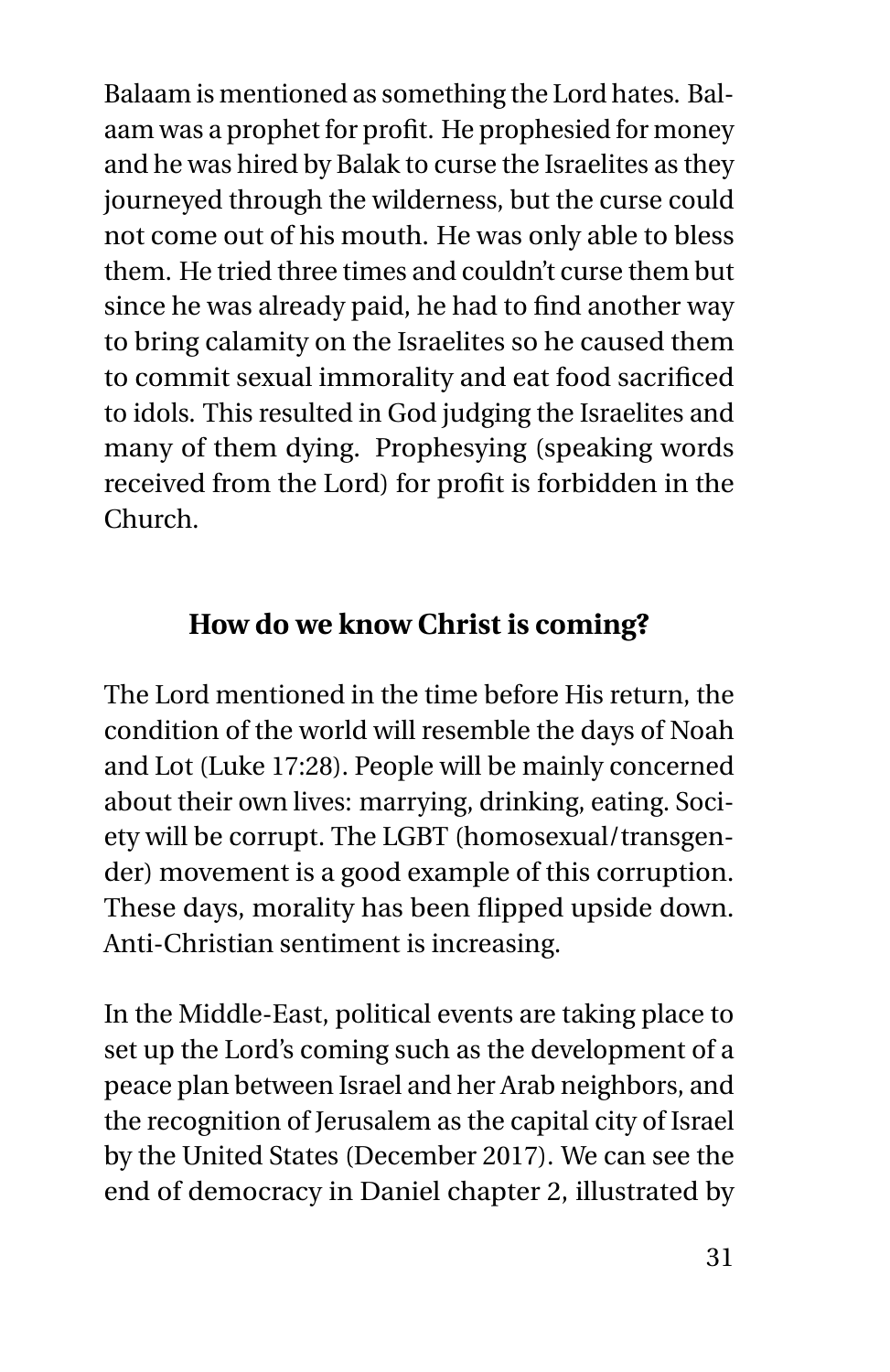Balaam is mentioned as something the Lord hates. Balaam was a prophet for profit. He prophesied for money and he was hired by Balak to curse the Israelites as they journeyed through the wilderness, but the curse could not come out of his mouth. He was only able to bless them. He tried three times and couldn't curse them but since he was already paid, he had to find another way to bring calamity on the Israelites so he caused them to commit sexual immorality and eat food sacrificed to idols. This resulted in God judging the Israelites and many of them dying. Prophesying (speaking words received from the Lord) for profit is forbidden in the Church.

## How do we know Christ is coming?

The Lord mentioned in the time before His return, the condition of the world will resemble the days of Noah and Lot (Luke 17:28). People will be mainly concerned about their own lives: marrying, drinking, eating. Society will be corrupt. The LGBT (homosexual/transgender) movement is a good example of this corruption. These days, morality has been flipped upside down. Anti-Christian sentiment is increasing.

In the Middle-East, political events are taking place to set up the Lord's coming such as the development of a peace plan between Israel and her Arab neighbors, and the recognition of Jerusalem as the capital city of Israel by the United States (December 2017). We can see the end of democracy in Daniel chapter 2, illustrated by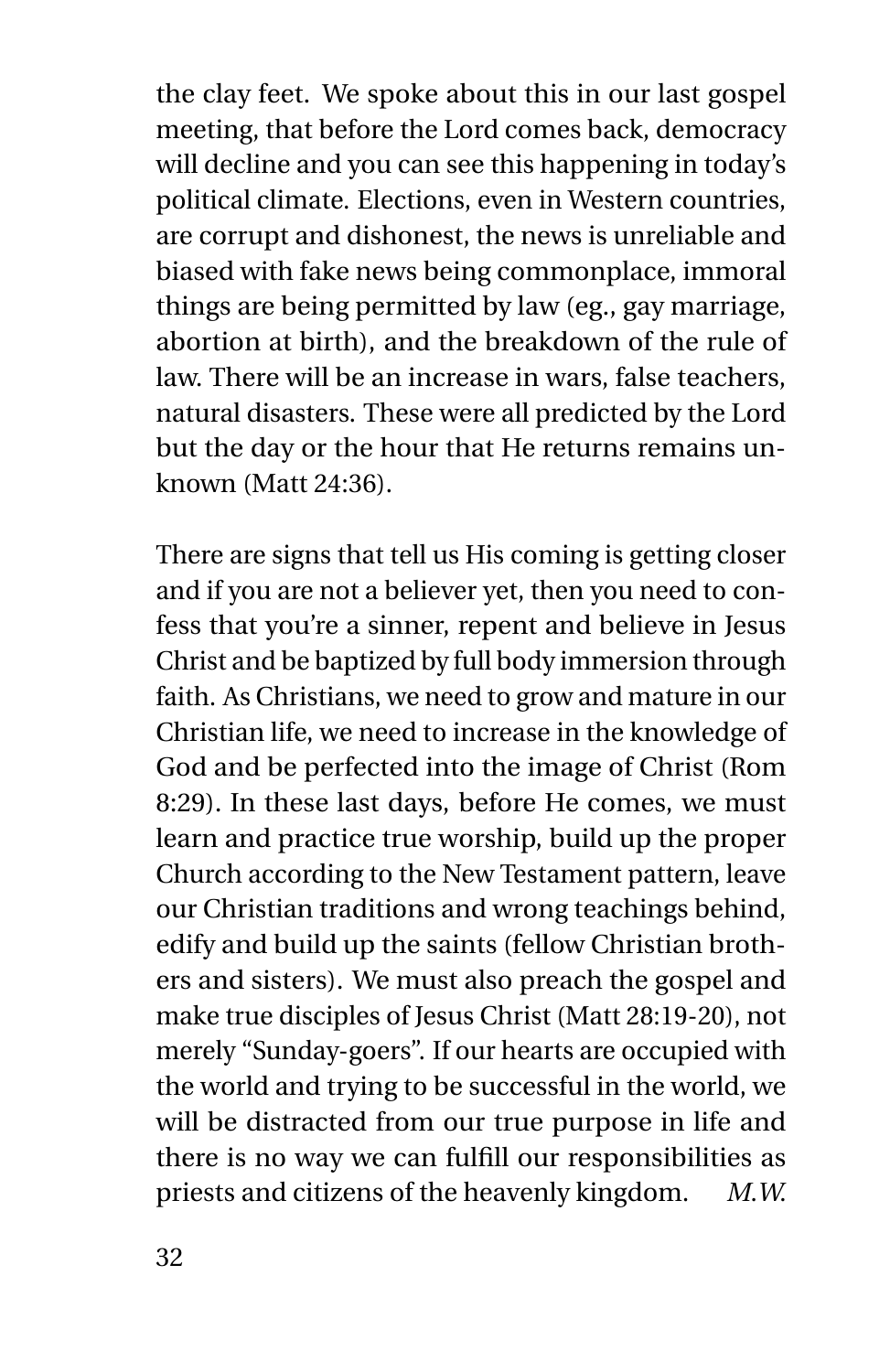the clay feet. We spoke about this in our last gospel meeting, that before the Lord comes back, democracy will decline and you can see this happening in today's political climate. Elections, even in Western countries, are corrupt and dishonest, the news is unreliable and biased with fake news being commonplace, immoral things are being permitted by law (eg., gay marriage, abortion at birth), and the breakdown of the rule of law. There will be an increase in wars, false teachers, natural disasters. These were all predicted by the Lord but the day or the hour that He returns remains unknown (Matt 24:36).

There are signs that tell us His coming is getting closer and if you are not a believer yet, then you need to confess that you're a sinner, repent and believe in Jesus Christ and be baptized by full body immersion through faith. As Christians, we need to grow and mature in our Christian life, we need to increase in the knowledge of God and be perfected into the image of Christ (Rom 8:29). In these last days, before He comes, we must learn and practice true worship, build up the proper Church according to the New Testament pattern, leave our Christian traditions and wrong teachings behind, edify and build up the saints (fellow Christian brothers and sisters). We must also preach the gospel and make true disciples of Jesus Christ (Matt 28:19-20), not merely "Sunday-goers". If our hearts are occupied with the world and trying to be successful in the world, we will be distracted from our true purpose in life and there is no way we can fulfill our responsibilities as priests and citizens of the heavenly kingdom. *M.W.*